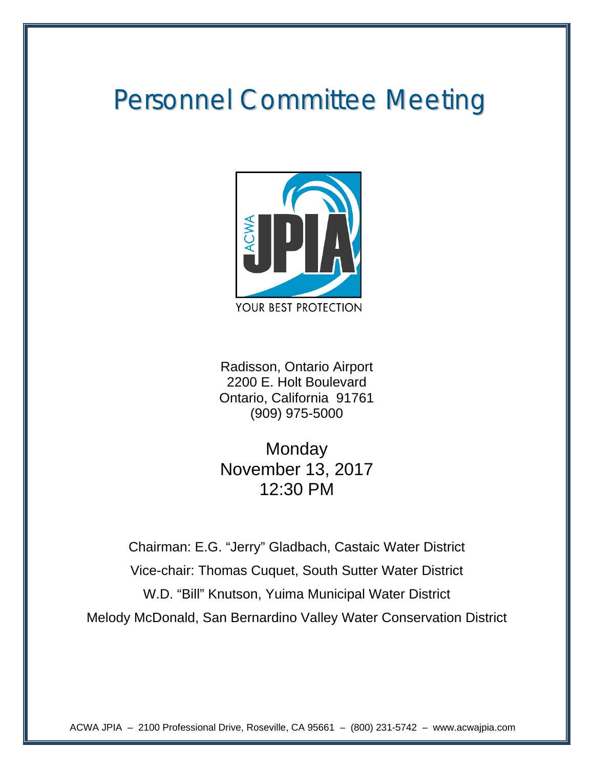# Personnel Committee Meeting

YOUR BEST PROTECTION

Radisson, Ontario Airport
2200 E. Holt Boulevard
Ontario, California 91761
(909) 975-5000

Monday
November 13, 2017
12:30 PM

Chairman: E.G. "Jerry" Gladbach, Castaic Water District
Vice-chair: Thomas Cuquet, South Sutter Water District
W.D. "Bill" Knutson, Yuima Municipal Water District
Melody McDonald, San Bernardino Valley Water Conservation District

ACWA JPIA – 2100 Professional Drive, Roseville, CA 95661 – (800) 231-5742 – www.acwajpia.com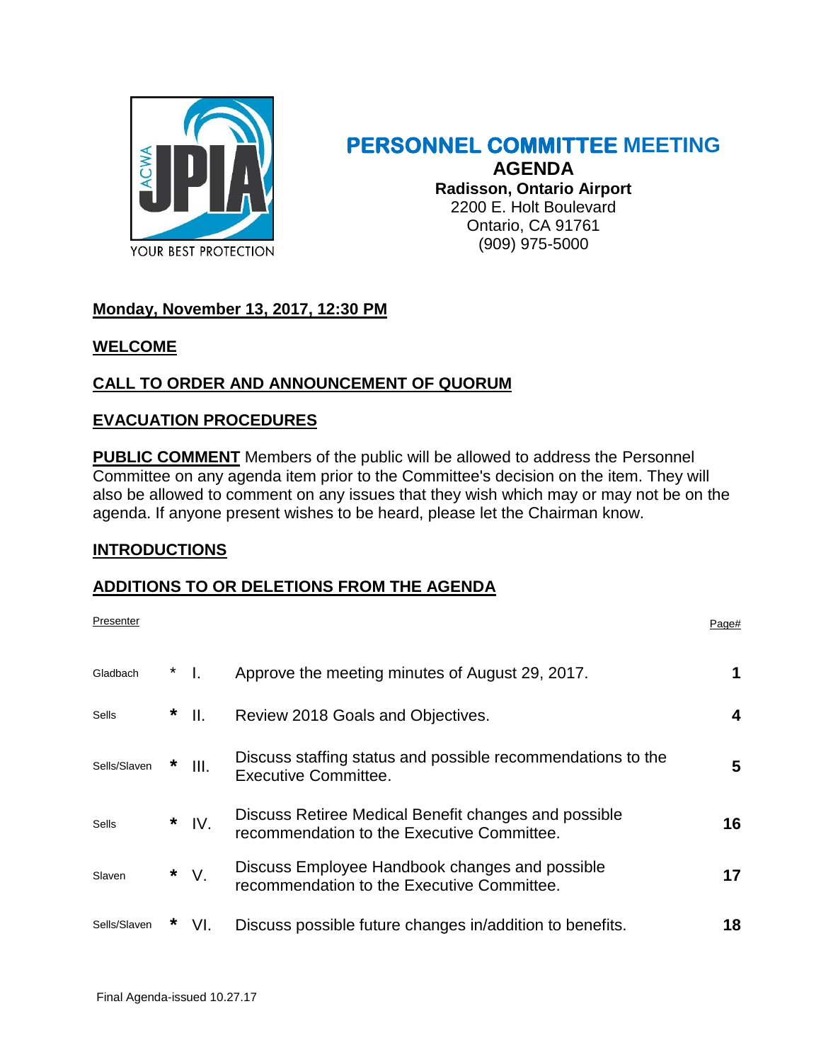# PERSONNEL COMMITTEE MEETING

**AGENDA**
**Radisson, Ontario Airport**
2200 E. Holt Boulevard
Ontario, CA 91761
(909) 975-5000

**Monday, November 13, 2017, 12:30 PM**

**WELCOME**

**CALL TO ORDER AND ANNOUNCEMENT OF QUORUM**

**EVACUATION PROCEDURES**

**PUBLIC COMMENT** Members of the public will be allowed to address the Personnel Committee on any agenda item prior to the Committee's decision on the item. They will also be allowed to comment on any issues that they wish which may or may not be on the agenda. If anyone present wishes to be heard, please let the Chairman know.

**INTRODUCTIONS**

**ADDITIONS TO OR DELETIONS FROM THE AGENDA**

| Presenter | | | | Page# |
|---|---|---|---|---|
| Gladbach | * | I. | Approve the meeting minutes of August 29, 2017. | **1** |
| Sells | * | II. | Review 2018 Goals and Objectives. | **4** |
| Sells/Slaven | * | III. | Discuss staffing status and possible recommendations to the Executive Committee. | **5** |
| Sells | * | IV. | Discuss Retiree Medical Benefit changes and possible recommendation to the Executive Committee. | **16** |
| Slaven | * | V. | Discuss Employee Handbook changes and possible recommendation to the Executive Committee. | **17** |
| Sells/Slaven | * | VI. | Discuss possible future changes in/addition to benefits. | **18** |

Final Agenda-issued 10.27.17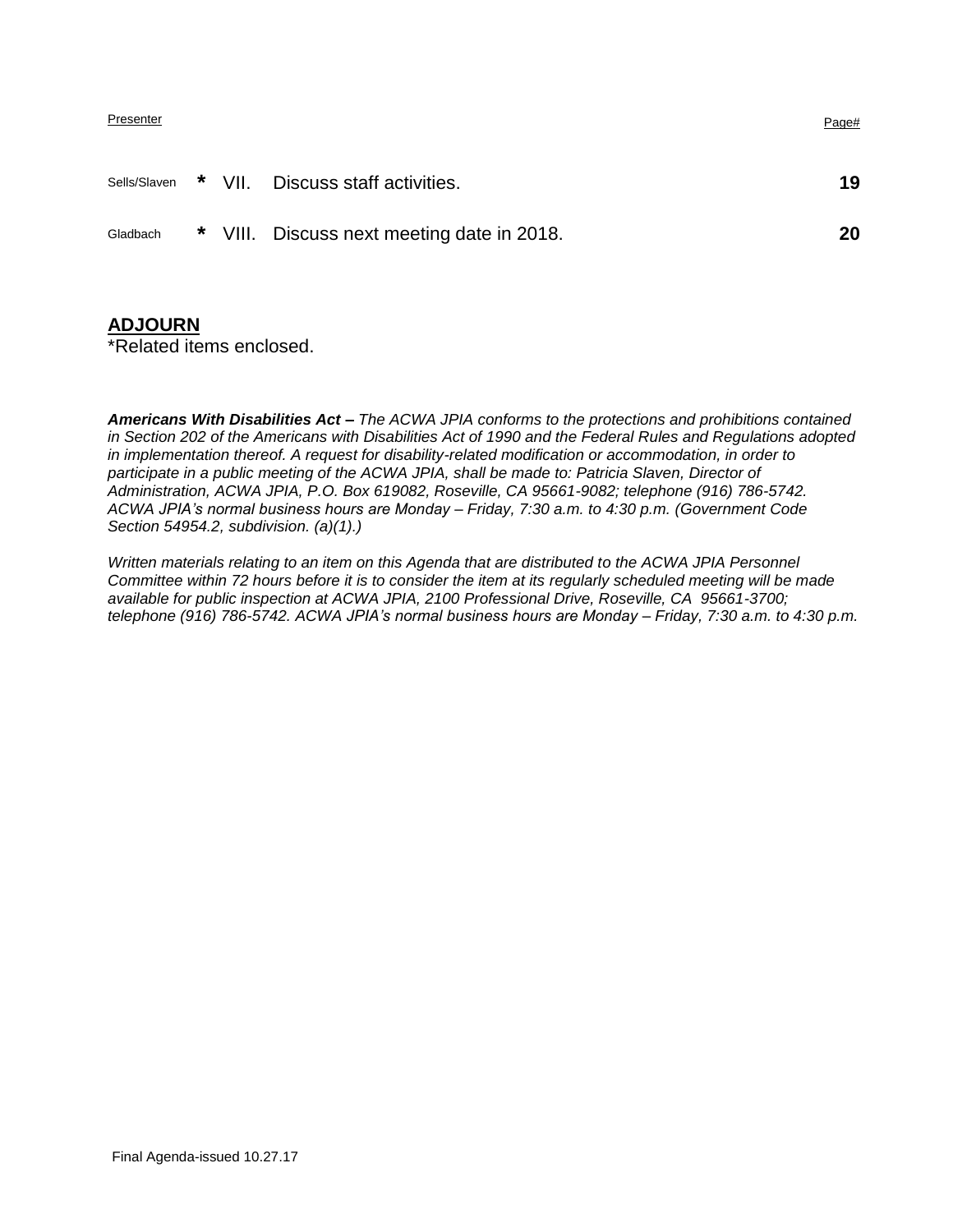| Presenter | | | | Page# |
| --- | --- | --- | --- | --- |
| Sells/Slaven | * | VII. | Discuss staff activities. | **19** |
| Gladbach | * | VIII. | Discuss next meeting date in 2018. | **20** |

**ADJOURN**

*Related items enclosed.

***Americans With Disabilities Act –*** *The ACWA JPIA conforms to the protections and prohibitions contained in Section 202 of the Americans with Disabilities Act of 1990 and the Federal Rules and Regulations adopted in implementation thereof. A request for disability-related modification or accommodation, in order to participate in a public meeting of the ACWA JPIA, shall be made to: Patricia Slaven, Director of Administration, ACWA JPIA, P.O. Box 619082, Roseville, CA 95661-9082; telephone (916) 786-5742. ACWA JPIA's normal business hours are Monday – Friday, 7:30 a.m. to 4:30 p.m. (Government Code Section 54954.2, subdivision. (a)(1).)*

*Written materials relating to an item on this Agenda that are distributed to the ACWA JPIA Personnel Committee within 72 hours before it is to consider the item at its regularly scheduled meeting will be made available for public inspection at ACWA JPIA, 2100 Professional Drive, Roseville, CA 95661-3700; telephone (916) 786-5742. ACWA JPIA's normal business hours are Monday – Friday, 7:30 a.m. to 4:30 p.m.*

Final Agenda-issued 10.27.17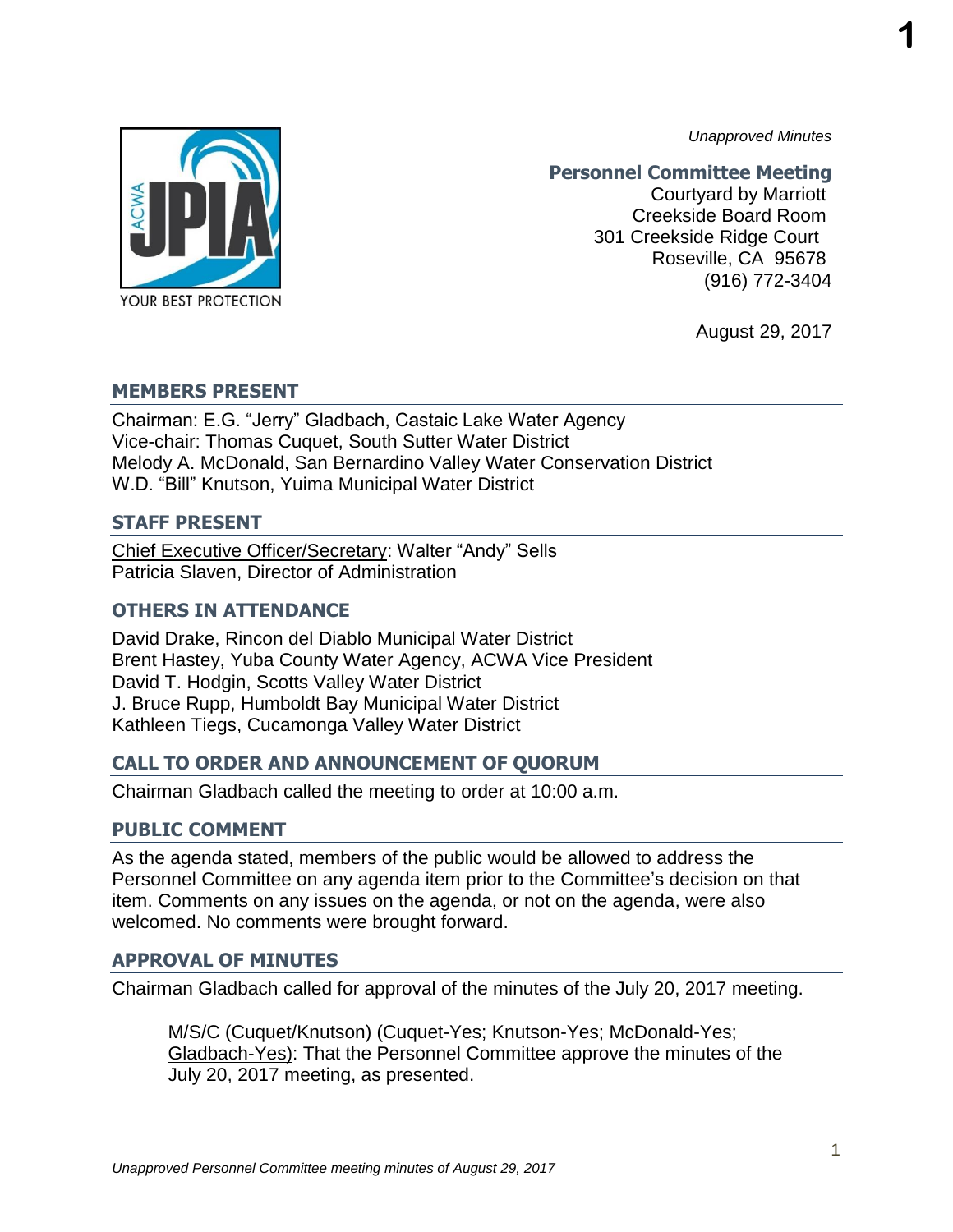*Unapproved Minutes*

**Personnel Committee Meeting**
Courtyard by Marriott
Creekside Board Room
301 Creekside Ridge Court
Roseville, CA 95678
(916) 772-3404

August 29, 2017

## MEMBERS PRESENT

Chairman: E.G. "Jerry" Gladbach, Castaic Lake Water Agency
Vice-chair: Thomas Cuquet, South Sutter Water District
Melody A. McDonald, San Bernardino Valley Water Conservation District
W.D. "Bill" Knutson, Yuima Municipal Water District

## STAFF PRESENT

Chief Executive Officer/Secretary: Walter "Andy" Sells
Patricia Slaven, Director of Administration

## OTHERS IN ATTENDANCE

David Drake, Rincon del Diablo Municipal Water District
Brent Hastey, Yuba County Water Agency, ACWA Vice President
David T. Hodgin, Scotts Valley Water District
J. Bruce Rupp, Humboldt Bay Municipal Water District
Kathleen Tiegs, Cucamonga Valley Water District

## CALL TO ORDER AND ANNOUNCEMENT OF QUORUM

Chairman Gladbach called the meeting to order at 10:00 a.m.

## PUBLIC COMMENT

As the agenda stated, members of the public would be allowed to address the Personnel Committee on any agenda item prior to the Committee's decision on that item. Comments on any issues on the agenda, or not on the agenda, were also welcomed. No comments were brought forward.

## APPROVAL OF MINUTES

Chairman Gladbach called for approval of the minutes of the July 20, 2017 meeting.

> M/S/C (Cuquet/Knutson) (Cuquet-Yes; Knutson-Yes; McDonald-Yes; Gladbach-Yes): That the Personnel Committee approve the minutes of the July 20, 2017 meeting, as presented.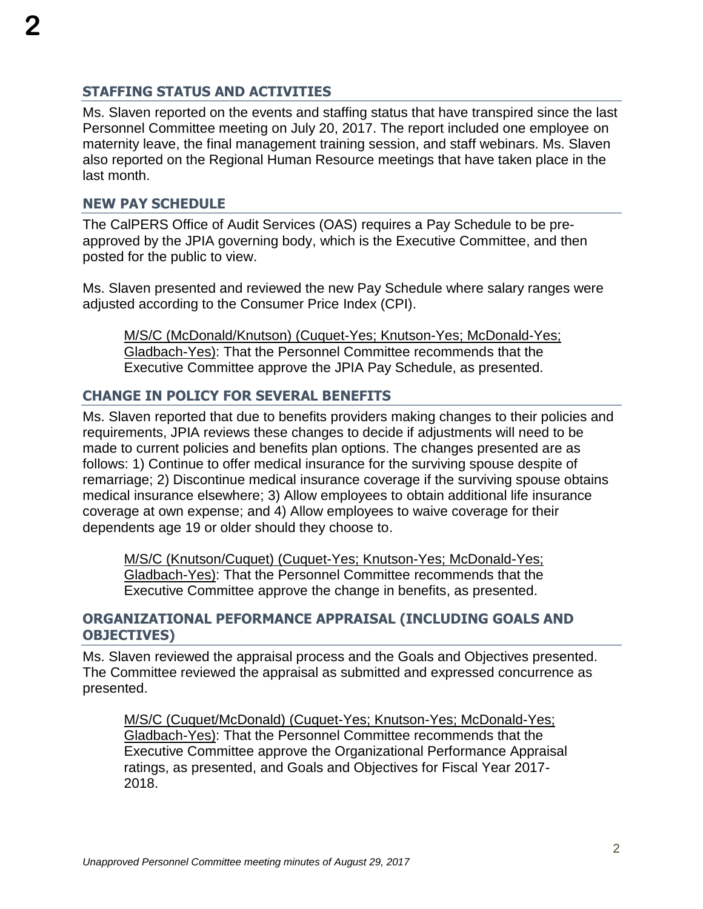## STAFFING STATUS AND ACTIVITIES

Ms. Slaven reported on the events and staffing status that have transpired since the last Personnel Committee meeting on July 20, 2017. The report included one employee on maternity leave, the final management training session, and staff webinars. Ms. Slaven also reported on the Regional Human Resource meetings that have taken place in the last month.

## NEW PAY SCHEDULE

The CalPERS Office of Audit Services (OAS) requires a Pay Schedule to be pre-approved by the JPIA governing body, which is the Executive Committee, and then posted for the public to view.

Ms. Slaven presented and reviewed the new Pay Schedule where salary ranges were adjusted according to the Consumer Price Index (CPI).

> M/S/C (McDonald/Knutson) (Cuquet-Yes; Knutson-Yes; McDonald-Yes; Gladbach-Yes): That the Personnel Committee recommends that the Executive Committee approve the JPIA Pay Schedule, as presented.

## CHANGE IN POLICY FOR SEVERAL BENEFITS

Ms. Slaven reported that due to benefits providers making changes to their policies and requirements, JPIA reviews these changes to decide if adjustments will need to be made to current policies and benefits plan options. The changes presented are as follows: 1) Continue to offer medical insurance for the surviving spouse despite of remarriage; 2) Discontinue medical insurance coverage if the surviving spouse obtains medical insurance elsewhere; 3) Allow employees to obtain additional life insurance coverage at own expense; and 4) Allow employees to waive coverage for their dependents age 19 or older should they choose to.

> M/S/C (Knutson/Cuquet) (Cuquet-Yes; Knutson-Yes; McDonald-Yes; Gladbach-Yes): That the Personnel Committee recommends that the Executive Committee approve the change in benefits, as presented.

## ORGANIZATIONAL PEFORMANCE APPRAISAL (INCLUDING GOALS AND OBJECTIVES)

Ms. Slaven reviewed the appraisal process and the Goals and Objectives presented. The Committee reviewed the appraisal as submitted and expressed concurrence as presented.

> M/S/C (Cuquet/McDonald) (Cuquet-Yes; Knutson-Yes; McDonald-Yes; Gladbach-Yes): That the Personnel Committee recommends that the Executive Committee approve the Organizational Performance Appraisal ratings, as presented, and Goals and Objectives for Fiscal Year 2017-2018.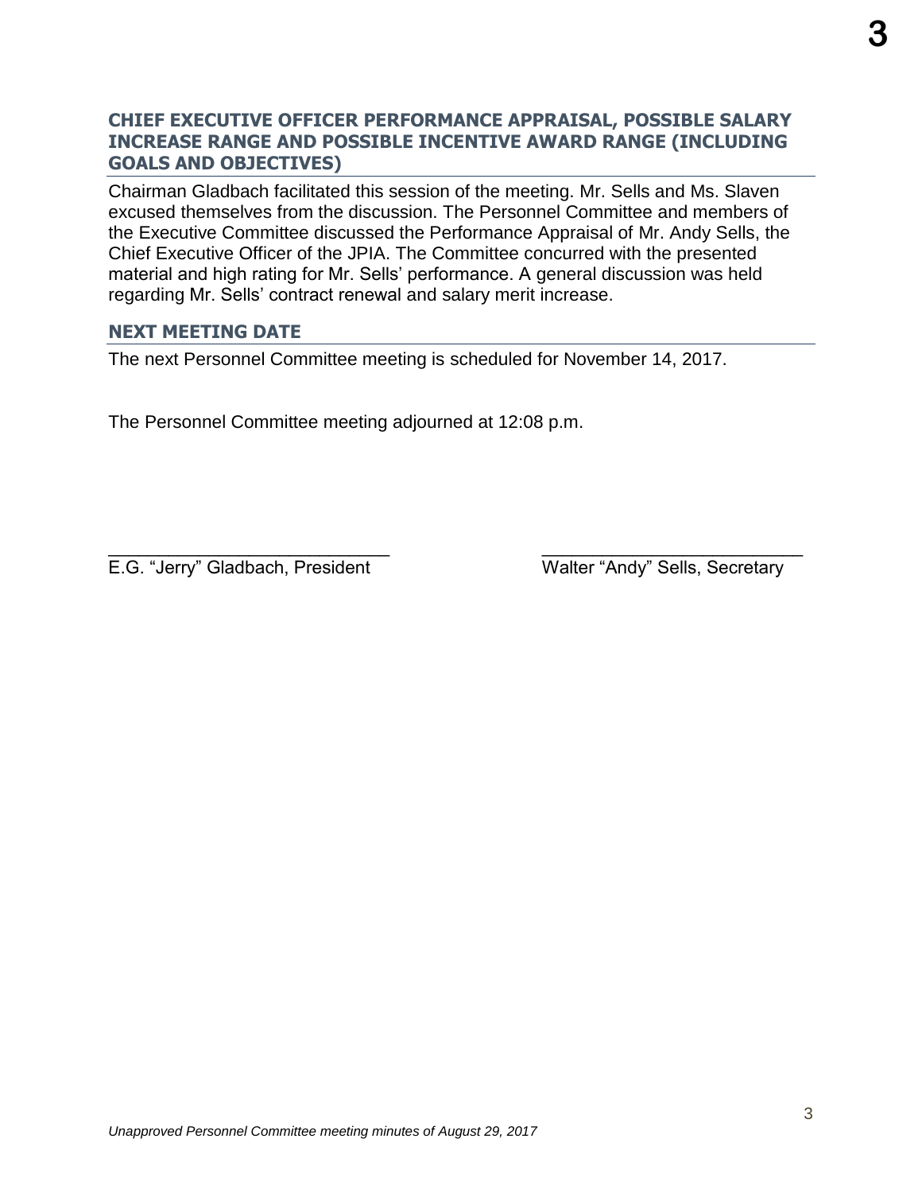## CHIEF EXECUTIVE OFFICER PERFORMANCE APPRAISAL, POSSIBLE SALARY INCREASE RANGE AND POSSIBLE INCENTIVE AWARD RANGE (INCLUDING GOALS AND OBJECTIVES)

Chairman Gladbach facilitated this session of the meeting. Mr. Sells and Ms. Slaven excused themselves from the discussion. The Personnel Committee and members of the Executive Committee discussed the Performance Appraisal of Mr. Andy Sells, the Chief Executive Officer of the JPIA. The Committee concurred with the presented material and high rating for Mr. Sells' performance. A general discussion was held regarding Mr. Sells' contract renewal and salary merit increase.

## NEXT MEETING DATE

The next Personnel Committee meeting is scheduled for November 14, 2017.

The Personnel Committee meeting adjourned at 12:08 p.m.

\_\_\_\_\_\_\_\_\_\_\_\_\_\_\_\_\_\_\_\_\_\_\_\_\_\_\_\_
E.G. "Jerry" Gladbach, President

\_\_\_\_\_\_\_\_\_\_\_\_\_\_\_\_\_\_\_\_\_\_\_\_\_\_\_\_
Walter "Andy" Sells, Secretary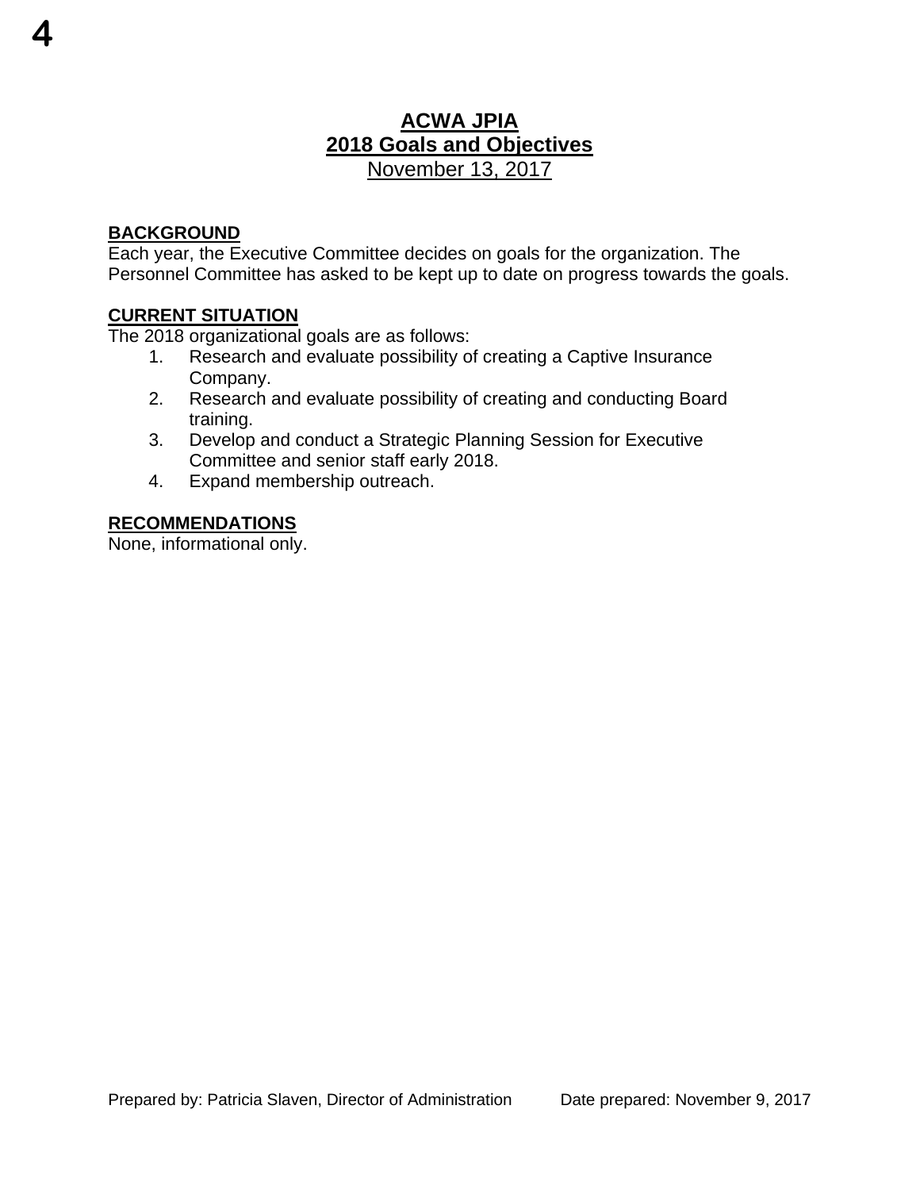# ACWA JPIA
## 2018 Goals and Objectives
November 13, 2017

**BACKGROUND**

Each year, the Executive Committee decides on goals for the organization. The Personnel Committee has asked to be kept up to date on progress towards the goals.

**CURRENT SITUATION**

The 2018 organizational goals are as follows:

1. Research and evaluate possibility of creating a Captive Insurance Company.
2. Research and evaluate possibility of creating and conducting Board training.
3. Develop and conduct a Strategic Planning Session for Executive Committee and senior staff early 2018.
4. Expand membership outreach.

**RECOMMENDATIONS**

None, informational only.

Prepared by: Patricia Slaven, Director of Administration     Date prepared: November 9, 2017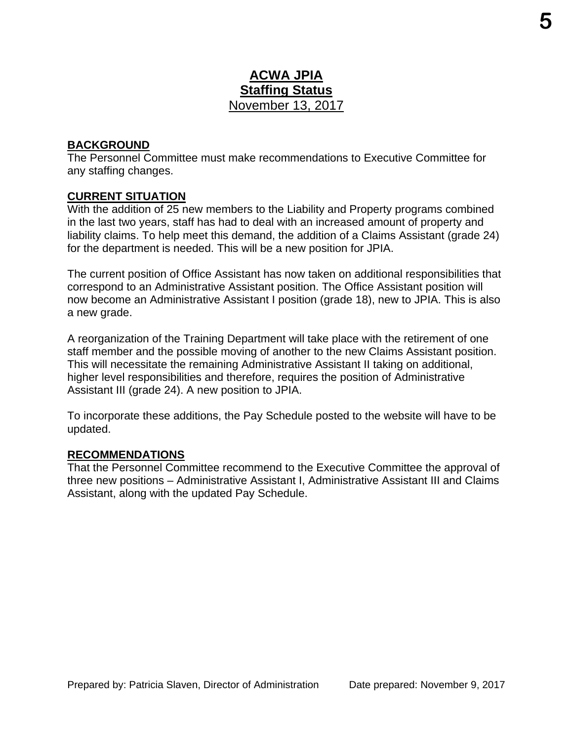# ACWA JPIA
## Staffing Status
November 13, 2017

**BACKGROUND**

The Personnel Committee must make recommendations to Executive Committee for any staffing changes.

**CURRENT SITUATION**

With the addition of 25 new members to the Liability and Property programs combined in the last two years, staff has had to deal with an increased amount of property and liability claims. To help meet this demand, the addition of a Claims Assistant (grade 24) for the department is needed. This will be a new position for JPIA.

The current position of Office Assistant has now taken on additional responsibilities that correspond to an Administrative Assistant position. The Office Assistant position will now become an Administrative Assistant I position (grade 18), new to JPIA. This is also a new grade.

A reorganization of the Training Department will take place with the retirement of one staff member and the possible moving of another to the new Claims Assistant position. This will necessitate the remaining Administrative Assistant II taking on additional, higher level responsibilities and therefore, requires the position of Administrative Assistant III (grade 24). A new position to JPIA.

To incorporate these additions, the Pay Schedule posted to the website will have to be updated.

**RECOMMENDATIONS**

That the Personnel Committee recommend to the Executive Committee the approval of three new positions – Administrative Assistant I, Administrative Assistant III and Claims Assistant, along with the updated Pay Schedule.

Prepared by: Patricia Slaven, Director of Administration    Date prepared: November 9, 2017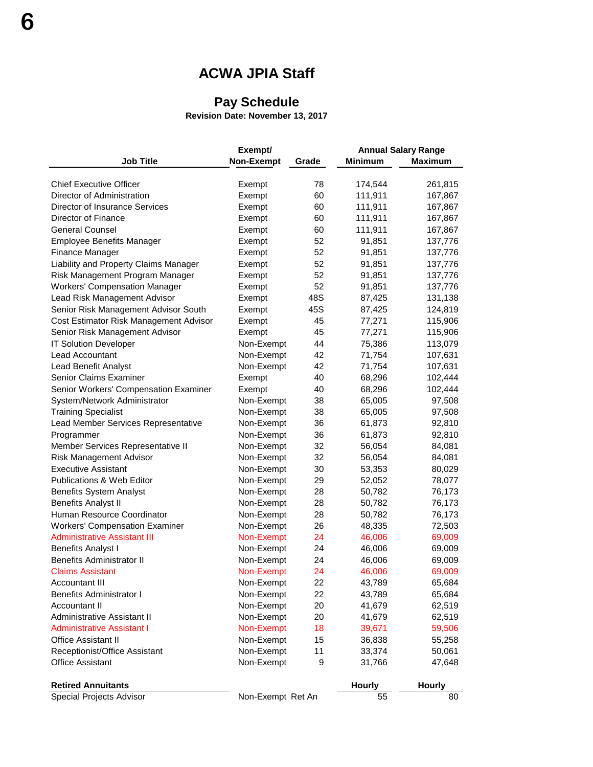# ACWA JPIA Staff

## Pay Schedule

**Revision Date: November 13, 2017**

| Job Title | Exempt/ Non-Exempt | Grade | Annual Salary Range Minimum | Maximum |
|---|---|---|---|---|
| Chief Executive Officer | Exempt | 78 | 174,544 | 261,815 |
| Director of Administration | Exempt | 60 | 111,911 | 167,867 |
| Director of Insurance Services | Exempt | 60 | 111,911 | 167,867 |
| Director of Finance | Exempt | 60 | 111,911 | 167,867 |
| General Counsel | Exempt | 60 | 111,911 | 167,867 |
| Employee Benefits Manager | Exempt | 52 | 91,851 | 137,776 |
| Finance Manager | Exempt | 52 | 91,851 | 137,776 |
| Liability and Property Claims Manager | Exempt | 52 | 91,851 | 137,776 |
| Risk Management Program Manager | Exempt | 52 | 91,851 | 137,776 |
| Workers' Compensation Manager | Exempt | 52 | 91,851 | 137,776 |
| Lead Risk Management Advisor | Exempt | 48S | 87,425 | 131,138 |
| Senior Risk Management Advisor South | Exempt | 45S | 87,425 | 124,819 |
| Cost Estimator Risk Management Advisor | Exempt | 45 | 77,271 | 115,906 |
| Senior Risk Management Advisor | Exempt | 45 | 77,271 | 115,906 |
| IT Solution Developer | Non-Exempt | 44 | 75,386 | 113,079 |
| Lead Accountant | Non-Exempt | 42 | 71,754 | 107,631 |
| Lead Benefit Analyst | Non-Exempt | 42 | 71,754 | 107,631 |
| Senior Claims Examiner | Exempt | 40 | 68,296 | 102,444 |
| Senior Workers' Compensation Examiner | Exempt | 40 | 68,296 | 102,444 |
| System/Network Administrator | Non-Exempt | 38 | 65,005 | 97,508 |
| Training Specialist | Non-Exempt | 38 | 65,005 | 97,508 |
| Lead Member Services Representative | Non-Exempt | 36 | 61,873 | 92,810 |
| Programmer | Non-Exempt | 36 | 61,873 | 92,810 |
| Member Services Representative II | Non-Exempt | 32 | 56,054 | 84,081 |
| Risk Management Advisor | Non-Exempt | 32 | 56,054 | 84,081 |
| Executive Assistant | Non-Exempt | 30 | 53,353 | 80,029 |
| Publications & Web Editor | Non-Exempt | 29 | 52,052 | 78,077 |
| Benefits System Analyst | Non-Exempt | 28 | 50,782 | 76,173 |
| Benefits Analyst II | Non-Exempt | 28 | 50,782 | 76,173 |
| Human Resource Coordinator | Non-Exempt | 28 | 50,782 | 76,173 |
| Workers' Compensation Examiner | Non-Exempt | 26 | 48,335 | 72,503 |
| Administrative Assistant III | Non-Exempt | 24 | 46,006 | 69,009 |
| Benefits Analyst I | Non-Exempt | 24 | 46,006 | 69,009 |
| Benefits Administrator II | Non-Exempt | 24 | 46,006 | 69,009 |
| Claims Assistant | Non-Exempt | 24 | 46,006 | 69,009 |
| Accountant III | Non-Exempt | 22 | 43,789 | 65,684 |
| Benefits Administrator I | Non-Exempt | 22 | 43,789 | 65,684 |
| Accountant II | Non-Exempt | 20 | 41,679 | 62,519 |
| Administrative Assistant II | Non-Exempt | 20 | 41,679 | 62,519 |
| Administrative Assistant I | Non-Exempt | 18 | 39,671 | 59,506 |
| Office Assistant II | Non-Exempt | 15 | 36,838 | 55,258 |
| Receptionist/Office Assistant | Non-Exempt | 11 | 33,374 | 50,061 |
| Office Assistant | Non-Exempt | 9 | 31,766 | 47,648 |
| **Retired Annuitants** | | | **Hourly** | **Hourly** |
| Special Projects Advisor | Non-Exempt Ret An | | 55 | 80 |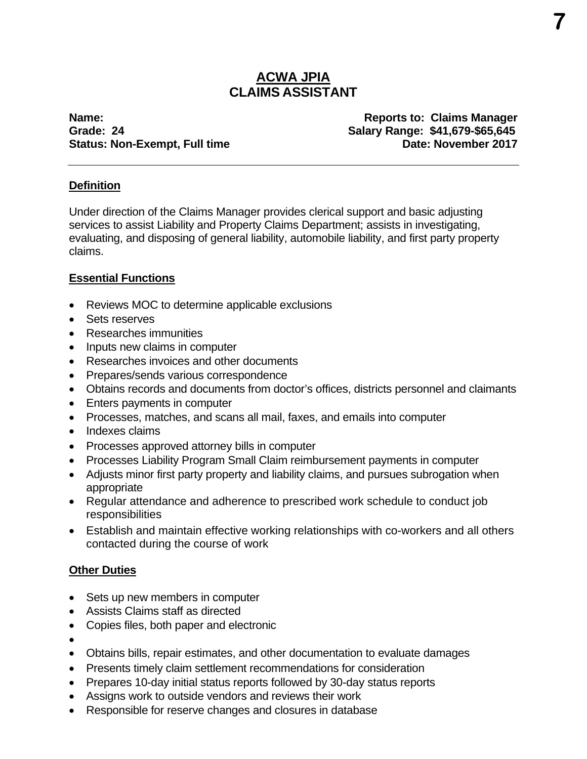# ACWA JPIA
## CLAIMS ASSISTANT

**Name:** **Reports to: Claims Manager**
**Grade: 24** **Salary Range: $41,679-$65,645**
**Status: Non-Exempt, Full time** **Date: November 2017**

---

### Definition

Under direction of the Claims Manager provides clerical support and basic adjusting services to assist Liability and Property Claims Department; assists in investigating, evaluating, and disposing of general liability, automobile liability, and first party property claims.

### Essential Functions

- Reviews MOC to determine applicable exclusions
- Sets reserves
- Researches immunities
- Inputs new claims in computer
- Researches invoices and other documents
- Prepares/sends various correspondence
- Obtains records and documents from doctor's offices, districts personnel and claimants
- Enters payments in computer
- Processes, matches, and scans all mail, faxes, and emails into computer
- Indexes claims
- Processes approved attorney bills in computer
- Processes Liability Program Small Claim reimbursement payments in computer
- Adjusts minor first party property and liability claims, and pursues subrogation when appropriate
- Regular attendance and adherence to prescribed work schedule to conduct job responsibilities
- Establish and maintain effective working relationships with co-workers and all others contacted during the course of work

### Other Duties

- Sets up new members in computer
- Assists Claims staff as directed
- Copies files, both paper and electronic
- 
- Obtains bills, repair estimates, and other documentation to evaluate damages
- Presents timely claim settlement recommendations for consideration
- Prepares 10-day initial status reports followed by 30-day status reports
- Assigns work to outside vendors and reviews their work
- Responsible for reserve changes and closures in database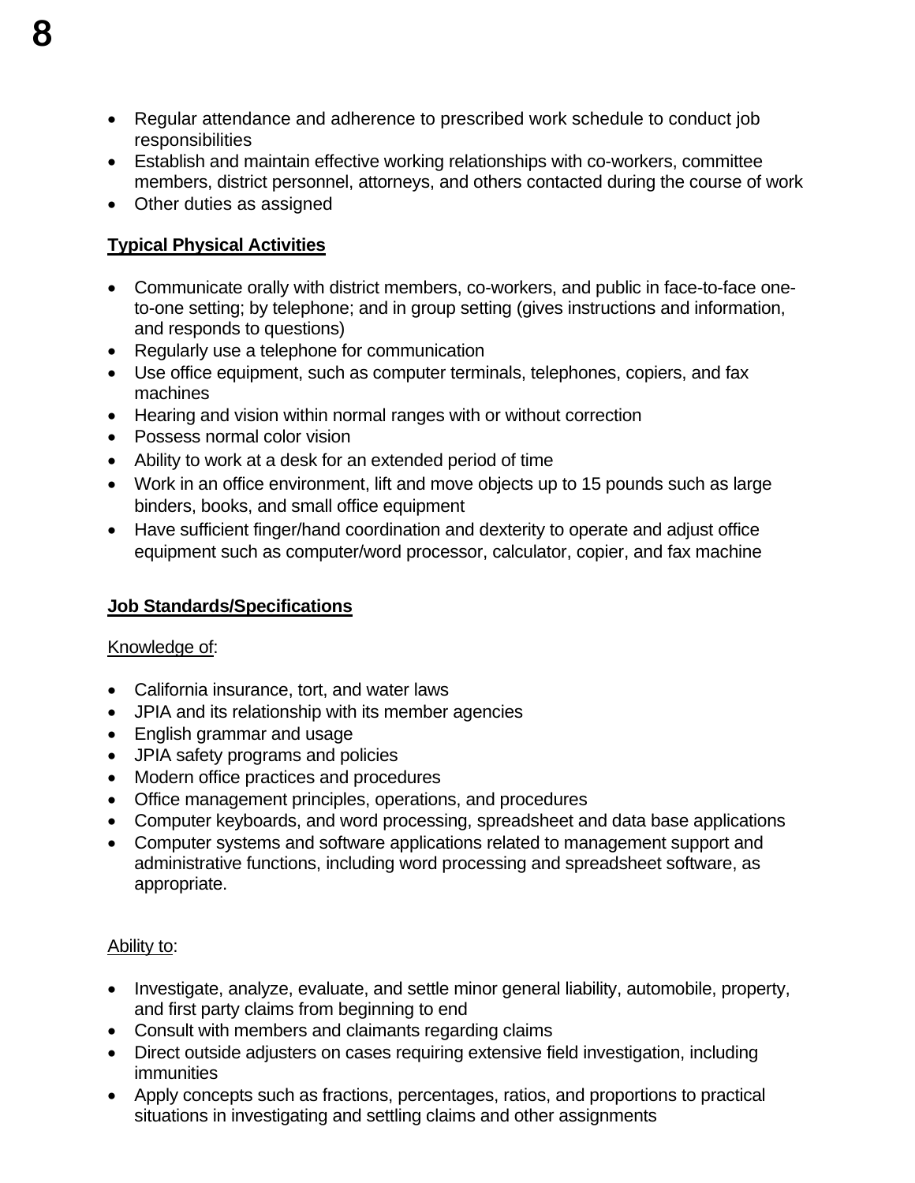- Regular attendance and adherence to prescribed work schedule to conduct job responsibilities
- Establish and maintain effective working relationships with co-workers, committee members, district personnel, attorneys, and others contacted during the course of work
- Other duties as assigned

**Typical Physical Activities**

- Communicate orally with district members, co-workers, and public in face-to-face one-to-one setting; by telephone; and in group setting (gives instructions and information, and responds to questions)
- Regularly use a telephone for communication
- Use office equipment, such as computer terminals, telephones, copiers, and fax machines
- Hearing and vision within normal ranges with or without correction
- Possess normal color vision
- Ability to work at a desk for an extended period of time
- Work in an office environment, lift and move objects up to 15 pounds such as large binders, books, and small office equipment
- Have sufficient finger/hand coordination and dexterity to operate and adjust office equipment such as computer/word processor, calculator, copier, and fax machine

**Job Standards/Specifications**

Knowledge of:

- California insurance, tort, and water laws
- JPIA and its relationship with its member agencies
- English grammar and usage
- JPIA safety programs and policies
- Modern office practices and procedures
- Office management principles, operations, and procedures
- Computer keyboards, and word processing, spreadsheet and data base applications
- Computer systems and software applications related to management support and administrative functions, including word processing and spreadsheet software, as appropriate.

Ability to:

- Investigate, analyze, evaluate, and settle minor general liability, automobile, property, and first party claims from beginning to end
- Consult with members and claimants regarding claims
- Direct outside adjusters on cases requiring extensive field investigation, including immunities
- Apply concepts such as fractions, percentages, ratios, and proportions to practical situations in investigating and settling claims and other assignments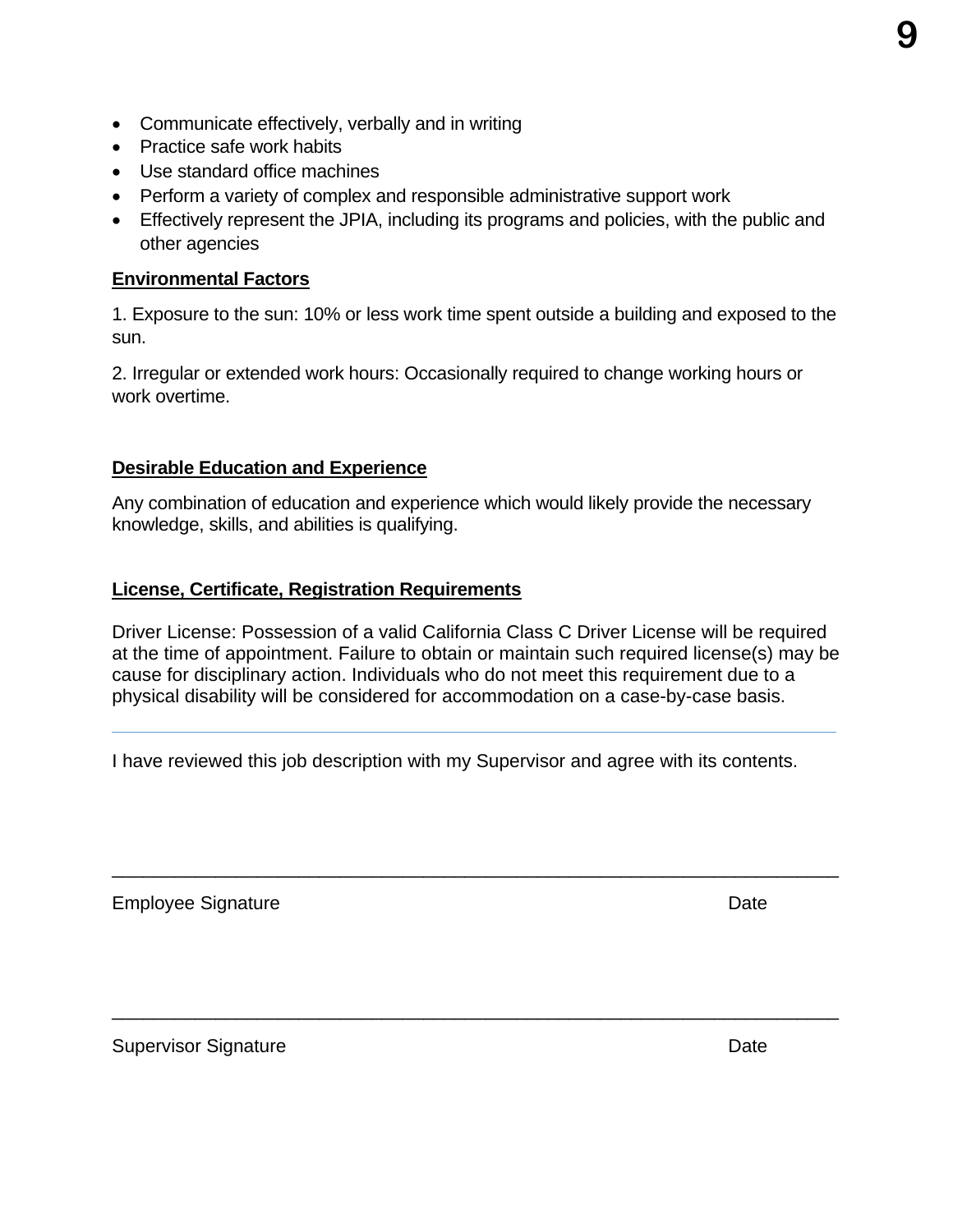- Communicate effectively, verbally and in writing
- Practice safe work habits
- Use standard office machines
- Perform a variety of complex and responsible administrative support work
- Effectively represent the JPIA, including its programs and policies, with the public and other agencies

**Environmental Factors**

1. Exposure to the sun: 10% or less work time spent outside a building and exposed to the sun.

2. Irregular or extended work hours: Occasionally required to change working hours or work overtime.

**Desirable Education and Experience**

Any combination of education and experience which would likely provide the necessary knowledge, skills, and abilities is qualifying.

**License, Certificate, Registration Requirements**

Driver License: Possession of a valid California Class C Driver License will be required at the time of appointment. Failure to obtain or maintain such required license(s) may be cause for disciplinary action. Individuals who do not meet this requirement due to a physical disability will be considered for accommodation on a case-by-case basis.

---

I have reviewed this job description with my Supervisor and agree with its contents.

\_\_\_\_\_\_\_\_\_\_\_\_\_\_\_\_\_\_\_\_\_\_\_\_\_\_\_\_\_\_\_\_\_\_\_\_\_\_\_\_\_\_\_\_\_\_\_\_\_\_\_\_\_\_\_\_\_\_\_\_\_\_\_\_

Employee Signature                                                                 Date

\_\_\_\_\_\_\_\_\_\_\_\_\_\_\_\_\_\_\_\_\_\_\_\_\_\_\_\_\_\_\_\_\_\_\_\_\_\_\_\_\_\_\_\_\_\_\_\_\_\_\_\_\_\_\_\_\_\_\_\_\_\_\_\_

Supervisor Signature                                                                 Date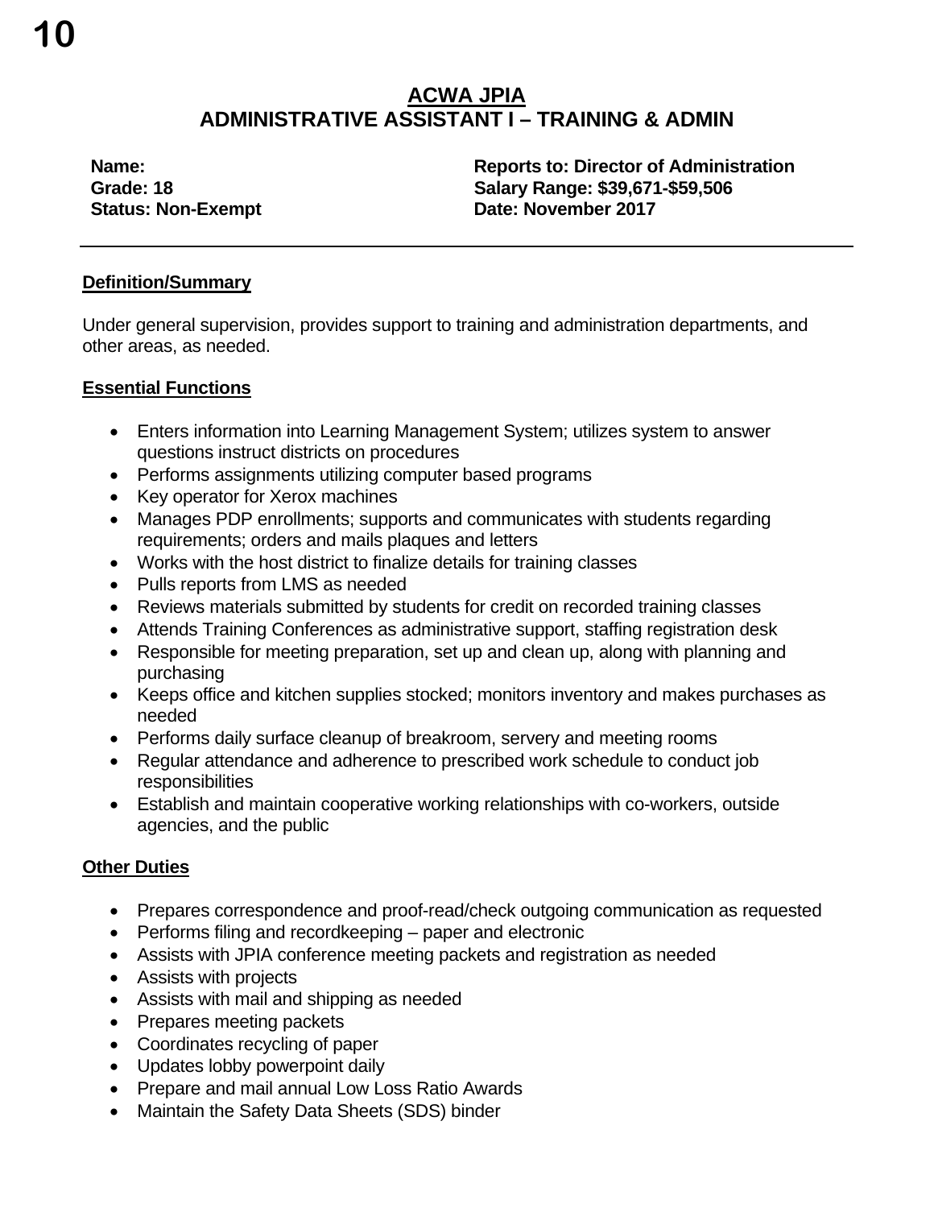# 10

## ACWA JPIA
## ADMINISTRATIVE ASSISTANT I – TRAINING & ADMIN

**Name:**
**Grade: 18**
**Status: Non-Exempt**

**Reports to: Director of Administration**
**Salary Range: $39,671-$59,506**
**Date: November 2017**

---

### Definition/Summary

Under general supervision, provides support to training and administration departments, and other areas, as needed.

### Essential Functions

- Enters information into Learning Management System; utilizes system to answer questions instruct districts on procedures
- Performs assignments utilizing computer based programs
- Key operator for Xerox machines
- Manages PDP enrollments; supports and communicates with students regarding requirements; orders and mails plaques and letters
- Works with the host district to finalize details for training classes
- Pulls reports from LMS as needed
- Reviews materials submitted by students for credit on recorded training classes
- Attends Training Conferences as administrative support, staffing registration desk
- Responsible for meeting preparation, set up and clean up, along with planning and purchasing
- Keeps office and kitchen supplies stocked; monitors inventory and makes purchases as needed
- Performs daily surface cleanup of breakroom, servery and meeting rooms
- Regular attendance and adherence to prescribed work schedule to conduct job responsibilities
- Establish and maintain cooperative working relationships with co-workers, outside agencies, and the public

### Other Duties

- Prepares correspondence and proof-read/check outgoing communication as requested
- Performs filing and recordkeeping – paper and electronic
- Assists with JPIA conference meeting packets and registration as needed
- Assists with projects
- Assists with mail and shipping as needed
- Prepares meeting packets
- Coordinates recycling of paper
- Updates lobby powerpoint daily
- Prepare and mail annual Low Loss Ratio Awards
- Maintain the Safety Data Sheets (SDS) binder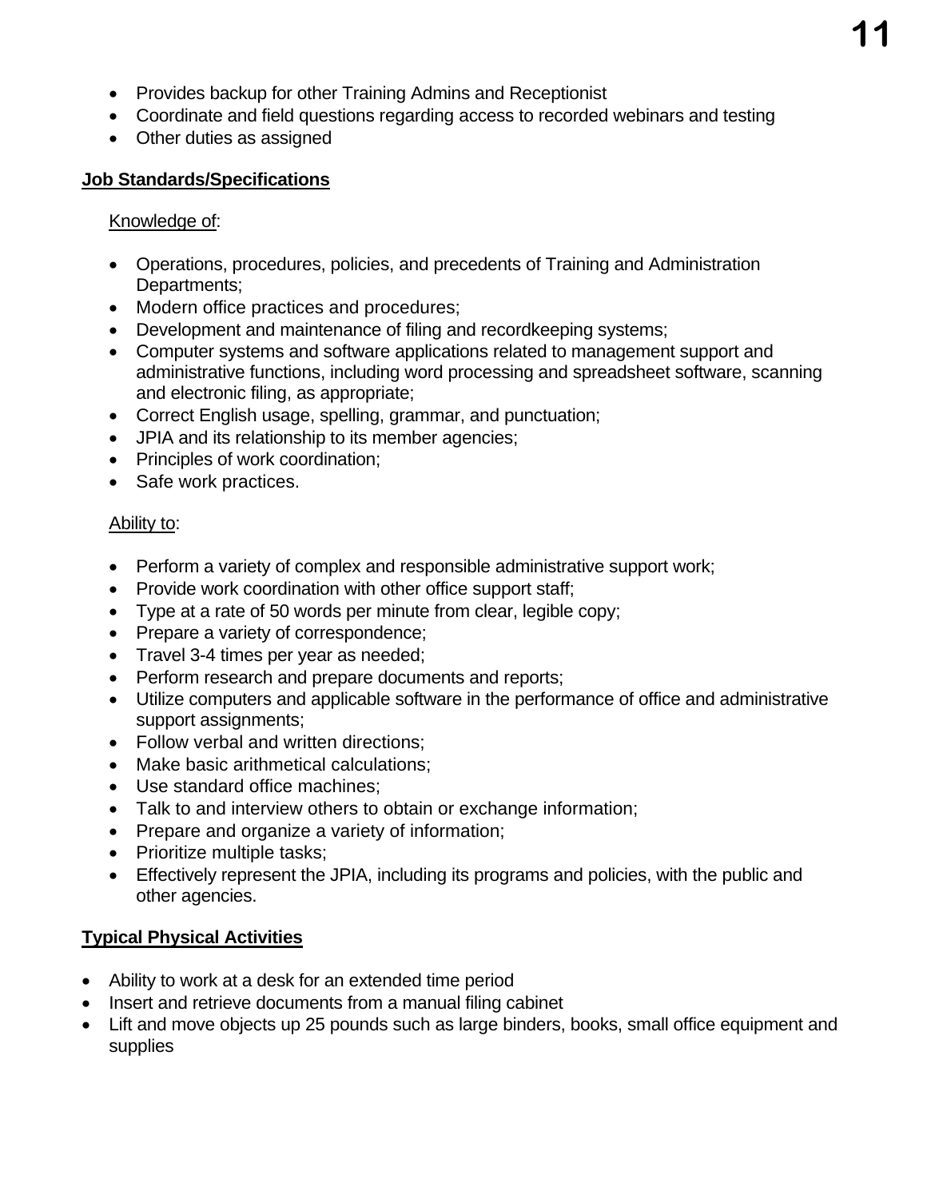- Provides backup for other Training Admins and Receptionist
- Coordinate and field questions regarding access to recorded webinars and testing
- Other duties as assigned

**Job Standards/Specifications**

Knowledge of:

- Operations, procedures, policies, and precedents of Training and Administration Departments;
- Modern office practices and procedures;
- Development and maintenance of filing and recordkeeping systems;
- Computer systems and software applications related to management support and administrative functions, including word processing and spreadsheet software, scanning and electronic filing, as appropriate;
- Correct English usage, spelling, grammar, and punctuation;
- JPIA and its relationship to its member agencies;
- Principles of work coordination;
- Safe work practices.

Ability to:

- Perform a variety of complex and responsible administrative support work;
- Provide work coordination with other office support staff;
- Type at a rate of 50 words per minute from clear, legible copy;
- Prepare a variety of correspondence;
- Travel 3-4 times per year as needed;
- Perform research and prepare documents and reports;
- Utilize computers and applicable software in the performance of office and administrative support assignments;
- Follow verbal and written directions;
- Make basic arithmetical calculations;
- Use standard office machines;
- Talk to and interview others to obtain or exchange information;
- Prepare and organize a variety of information;
- Prioritize multiple tasks;
- Effectively represent the JPIA, including its programs and policies, with the public and other agencies.

**Typical Physical Activities**

- Ability to work at a desk for an extended time period
- Insert and retrieve documents from a manual filing cabinet
- Lift and move objects up 25 pounds such as large binders, books, small office equipment and supplies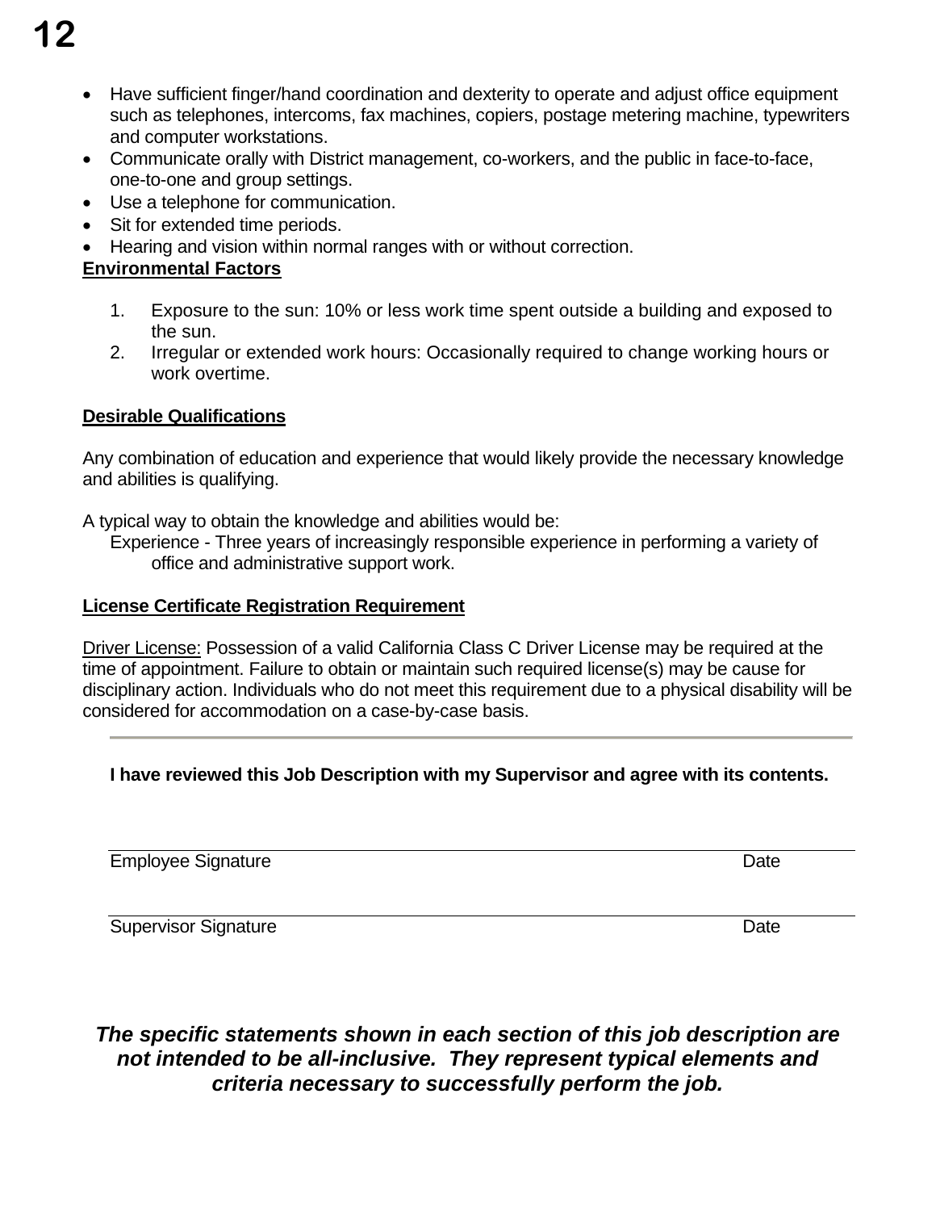- Have sufficient finger/hand coordination and dexterity to operate and adjust office equipment such as telephones, intercoms, fax machines, copiers, postage metering machine, typewriters and computer workstations.
- Communicate orally with District management, co-workers, and the public in face-to-face, one-to-one and group settings.
- Use a telephone for communication.
- Sit for extended time periods.
- Hearing and vision within normal ranges with or without correction.

**Environmental Factors**

1. Exposure to the sun: 10% or less work time spent outside a building and exposed to the sun.
2. Irregular or extended work hours: Occasionally required to change working hours or work overtime.

**Desirable Qualifications**

Any combination of education and experience that would likely provide the necessary knowledge and abilities is qualifying.

A typical way to obtain the knowledge and abilities would be:

Experience - Three years of increasingly responsible experience in performing a variety of office and administrative support work.

**License Certificate Registration Requirement**

Driver License: Possession of a valid California Class C Driver License may be required at the time of appointment. Failure to obtain or maintain such required license(s) may be cause for disciplinary action. Individuals who do not meet this requirement due to a physical disability will be considered for accommodation on a case-by-case basis.

---

**I have reviewed this Job Description with my Supervisor and agree with its contents.**

Employee Signature Date

Supervisor Signature Date

***The specific statements shown in each section of this job description are not intended to be all-inclusive. They represent typical elements and criteria necessary to successfully perform the job.***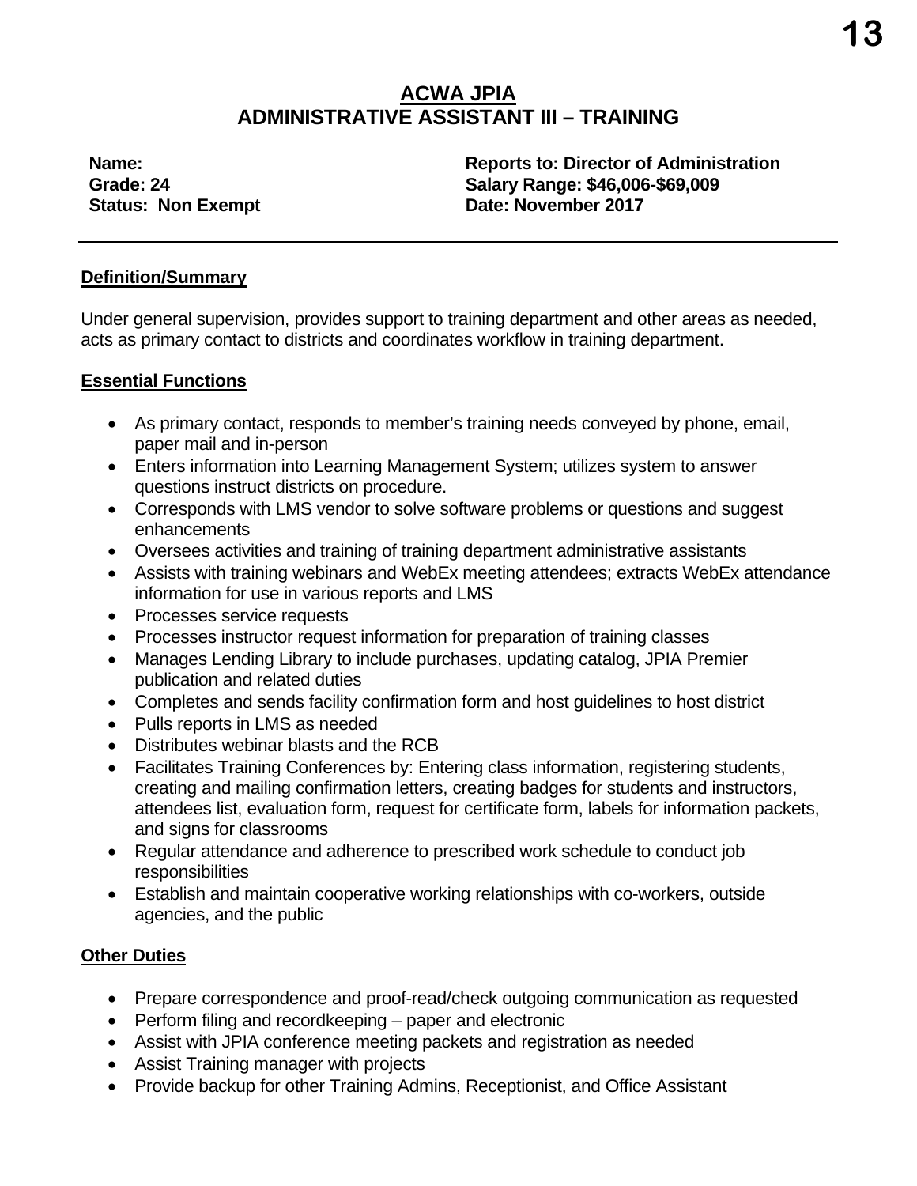# ACWA JPIA
## ADMINISTRATIVE ASSISTANT III – TRAINING

**Name:**
**Grade: 24**
**Status: Non Exempt**

**Reports to: Director of Administration**
**Salary Range: $46,006-$69,009**
**Date: November 2017**

---

### Definition/Summary

Under general supervision, provides support to training department and other areas as needed, acts as primary contact to districts and coordinates workflow in training department.

### Essential Functions

- As primary contact, responds to member's training needs conveyed by phone, email, paper mail and in-person
- Enters information into Learning Management System; utilizes system to answer questions instruct districts on procedure.
- Corresponds with LMS vendor to solve software problems or questions and suggest enhancements
- Oversees activities and training of training department administrative assistants
- Assists with training webinars and WebEx meeting attendees; extracts WebEx attendance information for use in various reports and LMS
- Processes service requests
- Processes instructor request information for preparation of training classes
- Manages Lending Library to include purchases, updating catalog, JPIA Premier publication and related duties
- Completes and sends facility confirmation form and host guidelines to host district
- Pulls reports in LMS as needed
- Distributes webinar blasts and the RCB
- Facilitates Training Conferences by: Entering class information, registering students, creating and mailing confirmation letters, creating badges for students and instructors, attendees list, evaluation form, request for certificate form, labels for information packets, and signs for classrooms
- Regular attendance and adherence to prescribed work schedule to conduct job responsibilities
- Establish and maintain cooperative working relationships with co-workers, outside agencies, and the public

### Other Duties

- Prepare correspondence and proof-read/check outgoing communication as requested
- Perform filing and recordkeeping – paper and electronic
- Assist with JPIA conference meeting packets and registration as needed
- Assist Training manager with projects
- Provide backup for other Training Admins, Receptionist, and Office Assistant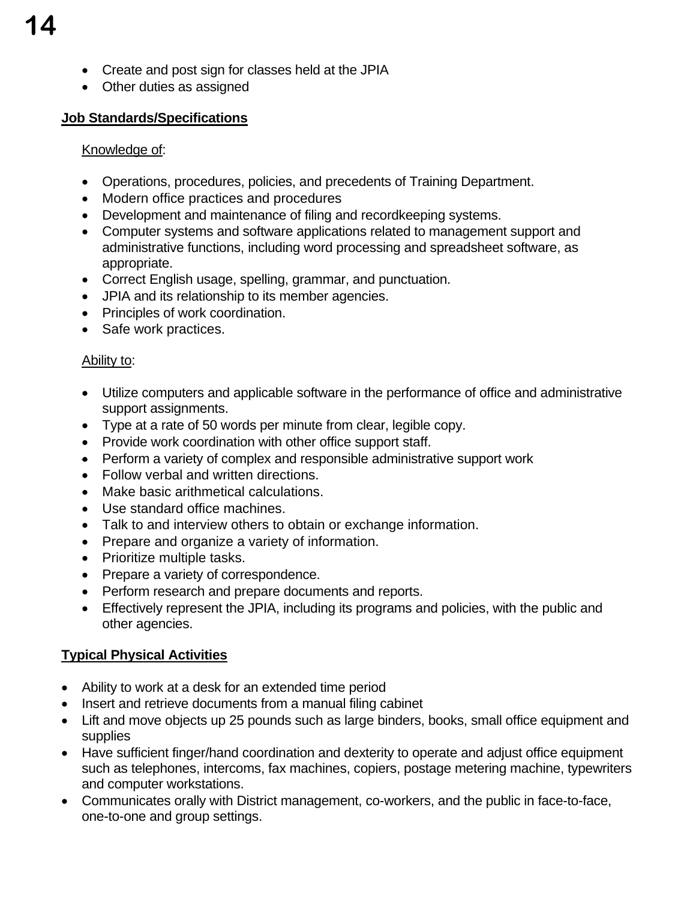- Create and post sign for classes held at the JPIA
- Other duties as assigned

**Job Standards/Specifications**

Knowledge of:

- Operations, procedures, policies, and precedents of Training Department.
- Modern office practices and procedures
- Development and maintenance of filing and recordkeeping systems.
- Computer systems and software applications related to management support and administrative functions, including word processing and spreadsheet software, as appropriate.
- Correct English usage, spelling, grammar, and punctuation.
- JPIA and its relationship to its member agencies.
- Principles of work coordination.
- Safe work practices.

Ability to:

- Utilize computers and applicable software in the performance of office and administrative support assignments.
- Type at a rate of 50 words per minute from clear, legible copy.
- Provide work coordination with other office support staff.
- Perform a variety of complex and responsible administrative support work
- Follow verbal and written directions.
- Make basic arithmetical calculations.
- Use standard office machines.
- Talk to and interview others to obtain or exchange information.
- Prepare and organize a variety of information.
- Prioritize multiple tasks.
- Prepare a variety of correspondence.
- Perform research and prepare documents and reports.
- Effectively represent the JPIA, including its programs and policies, with the public and other agencies.

**Typical Physical Activities**

- Ability to work at a desk for an extended time period
- Insert and retrieve documents from a manual filing cabinet
- Lift and move objects up 25 pounds such as large binders, books, small office equipment and supplies
- Have sufficient finger/hand coordination and dexterity to operate and adjust office equipment such as telephones, intercoms, fax machines, copiers, postage metering machine, typewriters and computer workstations.
- Communicates orally with District management, co-workers, and the public in face-to-face, one-to-one and group settings.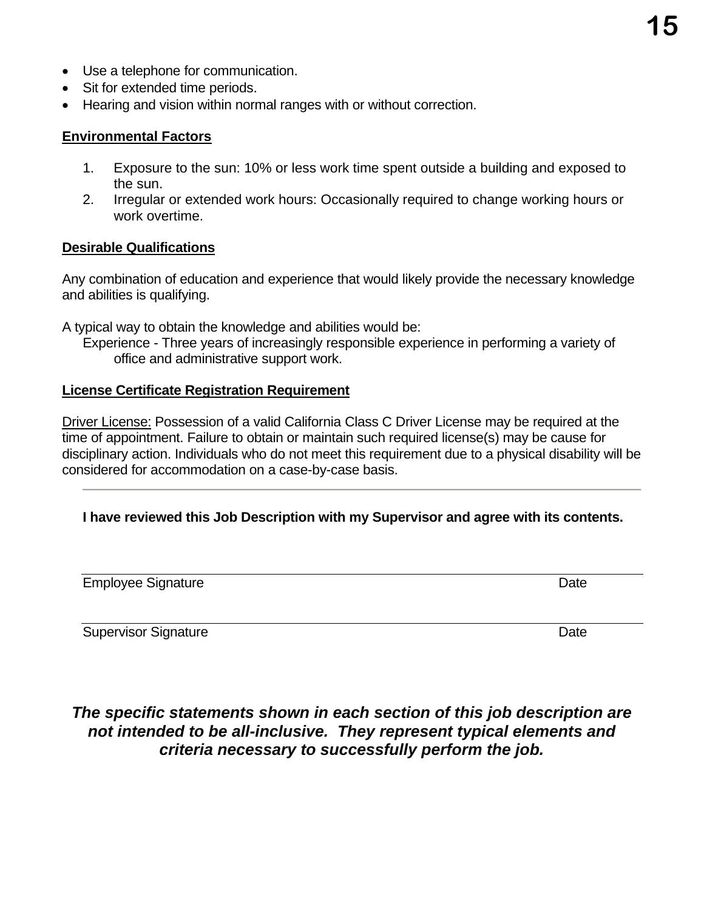- Use a telephone for communication.
- Sit for extended time periods.
- Hearing and vision within normal ranges with or without correction.

**Environmental Factors**

1. Exposure to the sun: 10% or less work time spent outside a building and exposed to the sun.
2. Irregular or extended work hours: Occasionally required to change working hours or work overtime.

**Desirable Qualifications**

Any combination of education and experience that would likely provide the necessary knowledge and abilities is qualifying.

A typical way to obtain the knowledge and abilities would be:

Experience - Three years of increasingly responsible experience in performing a variety of office and administrative support work.

**License Certificate Registration Requirement**

Driver License: Possession of a valid California Class C Driver License may be required at the time of appointment. Failure to obtain or maintain such required license(s) may be cause for disciplinary action. Individuals who do not meet this requirement due to a physical disability will be considered for accommodation on a case-by-case basis.

---

**I have reviewed this Job Description with my Supervisor and agree with its contents.**

Employee Signature Date

Supervisor Signature Date

***The specific statements shown in each section of this job description are not intended to be all-inclusive. They represent typical elements and criteria necessary to successfully perform the job.***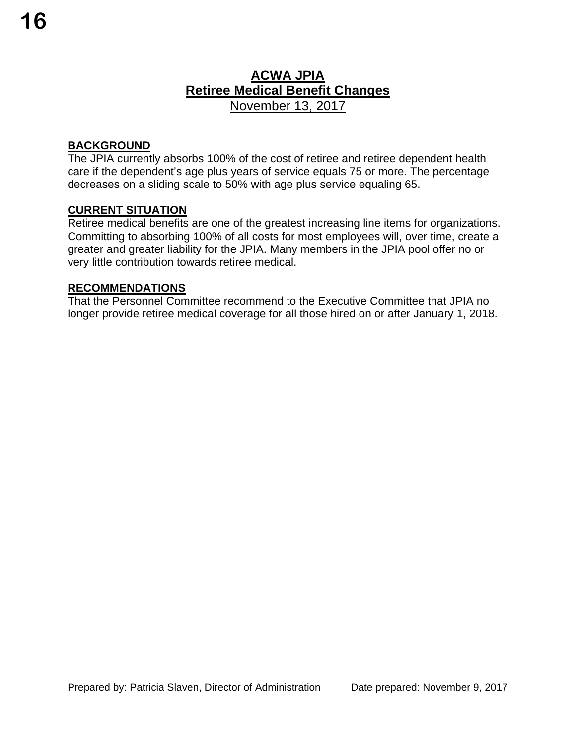# ACWA JPIA

## Retiree Medical Benefit Changes

November 13, 2017

### BACKGROUND

The JPIA currently absorbs 100% of the cost of retiree and retiree dependent health care if the dependent's age plus years of service equals 75 or more. The percentage decreases on a sliding scale to 50% with age plus service equaling 65.

### CURRENT SITUATION

Retiree medical benefits are one of the greatest increasing line items for organizations. Committing to absorbing 100% of all costs for most employees will, over time, create a greater and greater liability for the JPIA. Many members in the JPIA pool offer no or very little contribution towards retiree medical.

### RECOMMENDATIONS

That the Personnel Committee recommend to the Executive Committee that JPIA no longer provide retiree medical coverage for all those hired on or after January 1, 2018.

Prepared by: Patricia Slaven, Director of Administration     Date prepared: November 9, 2017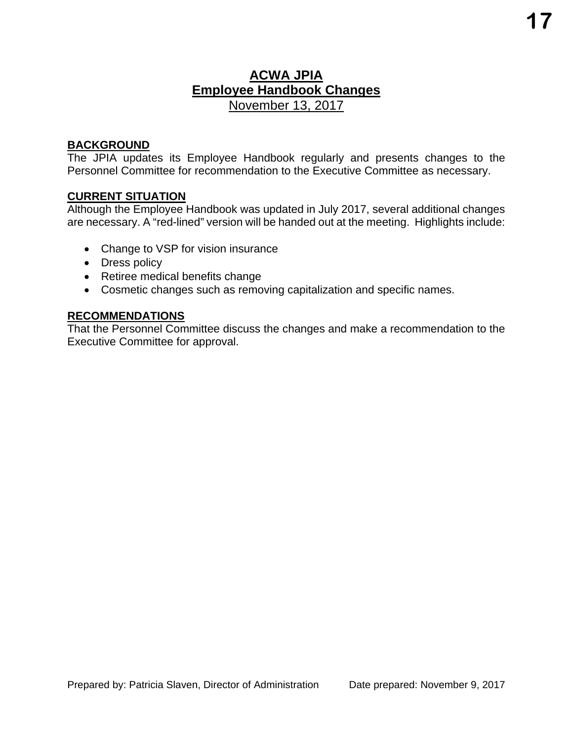# ACWA JPIA

## Employee Handbook Changes

November 13, 2017

### BACKGROUND

The JPIA updates its Employee Handbook regularly and presents changes to the Personnel Committee for recommendation to the Executive Committee as necessary.

### CURRENT SITUATION

Although the Employee Handbook was updated in July 2017, several additional changes are necessary. A "red-lined" version will be handed out at the meeting. Highlights include:

- Change to VSP for vision insurance
- Dress policy
- Retiree medical benefits change
- Cosmetic changes such as removing capitalization and specific names.

### RECOMMENDATIONS

That the Personnel Committee discuss the changes and make a recommendation to the Executive Committee for approval.

Prepared by: Patricia Slaven, Director of Administration Date prepared: November 9, 2017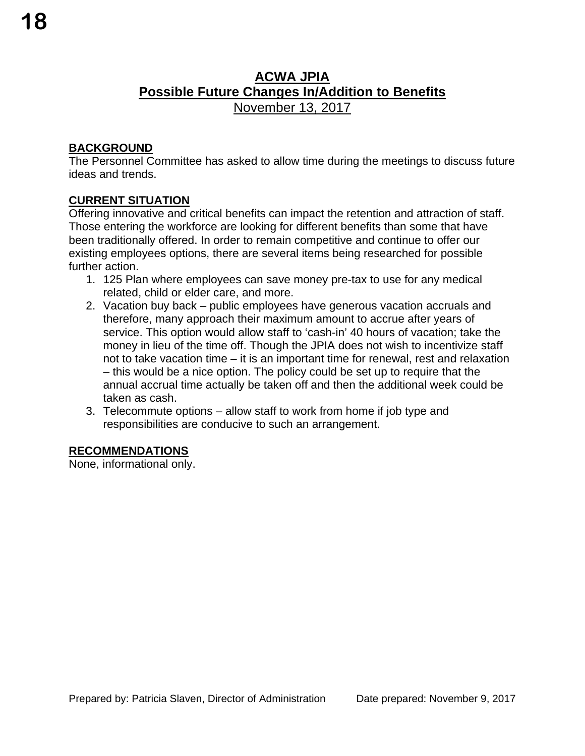# ACWA JPIA
## Possible Future Changes In/Addition to Benefits
November 13, 2017

**BACKGROUND**

The Personnel Committee has asked to allow time during the meetings to discuss future ideas and trends.

**CURRENT SITUATION**

Offering innovative and critical benefits can impact the retention and attraction of staff. Those entering the workforce are looking for different benefits than some that have been traditionally offered. In order to remain competitive and continue to offer our existing employees options, there are several items being researched for possible further action.

1. 125 Plan where employees can save money pre-tax to use for any medical related, child or elder care, and more.
2. Vacation buy back – public employees have generous vacation accruals and therefore, many approach their maximum amount to accrue after years of service. This option would allow staff to 'cash-in' 40 hours of vacation; take the money in lieu of the time off. Though the JPIA does not wish to incentivize staff not to take vacation time – it is an important time for renewal, rest and relaxation – this would be a nice option. The policy could be set up to require that the annual accrual time actually be taken off and then the additional week could be taken as cash.
3. Telecommute options – allow staff to work from home if job type and responsibilities are conducive to such an arrangement.

**RECOMMENDATIONS**

None, informational only.

Prepared by: Patricia Slaven, Director of Administration    Date prepared: November 9, 2017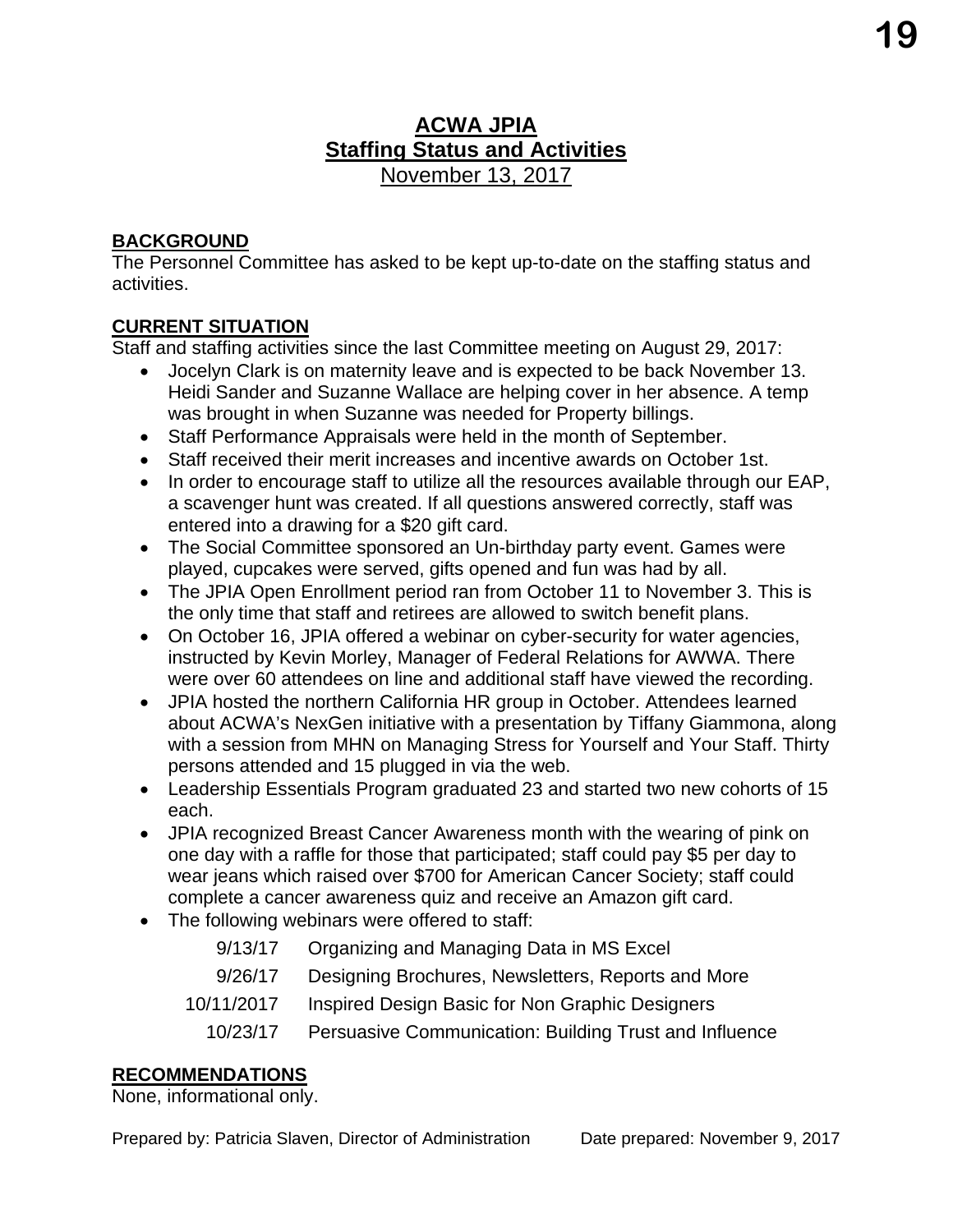# ACWA JPIA
## Staffing Status and Activities
November 13, 2017

**BACKGROUND**

The Personnel Committee has asked to be kept up-to-date on the staffing status and activities.

**CURRENT SITUATION**

Staff and staffing activities since the last Committee meeting on August 29, 2017:

- Jocelyn Clark is on maternity leave and is expected to be back November 13. Heidi Sander and Suzanne Wallace are helping cover in her absence. A temp was brought in when Suzanne was needed for Property billings.
- Staff Performance Appraisals were held in the month of September.
- Staff received their merit increases and incentive awards on October 1st.
- In order to encourage staff to utilize all the resources available through our EAP, a scavenger hunt was created. If all questions answered correctly, staff was entered into a drawing for a $20 gift card.
- The Social Committee sponsored an Un-birthday party event. Games were played, cupcakes were served, gifts opened and fun was had by all.
- The JPIA Open Enrollment period ran from October 11 to November 3. This is the only time that staff and retirees are allowed to switch benefit plans.
- On October 16, JPIA offered a webinar on cyber-security for water agencies, instructed by Kevin Morley, Manager of Federal Relations for AWWA. There were over 60 attendees on line and additional staff have viewed the recording.
- JPIA hosted the northern California HR group in October. Attendees learned about ACWA's NexGen initiative with a presentation by Tiffany Giammona, along with a session from MHN on Managing Stress for Yourself and Your Staff. Thirty persons attended and 15 plugged in via the web.
- Leadership Essentials Program graduated 23 and started two new cohorts of 15 each.
- JPIA recognized Breast Cancer Awareness month with the wearing of pink on one day with a raffle for those that participated; staff could pay $5 per day to wear jeans which raised over $700 for American Cancer Society; staff could complete a cancer awareness quiz and receive an Amazon gift card.
- The following webinars were offered to staff:

| Date | Webinar |
|---|---|
| 9/13/17 | Organizing and Managing Data in MS Excel |
| 9/26/17 | Designing Brochures, Newsletters, Reports and More |
| 10/11/2017 | Inspired Design Basic for Non Graphic Designers |
| 10/23/17 | Persuasive Communication: Building Trust and Influence |

**RECOMMENDATIONS**

None, informational only.

Prepared by: Patricia Slaven, Director of Administration    Date prepared: November 9, 2017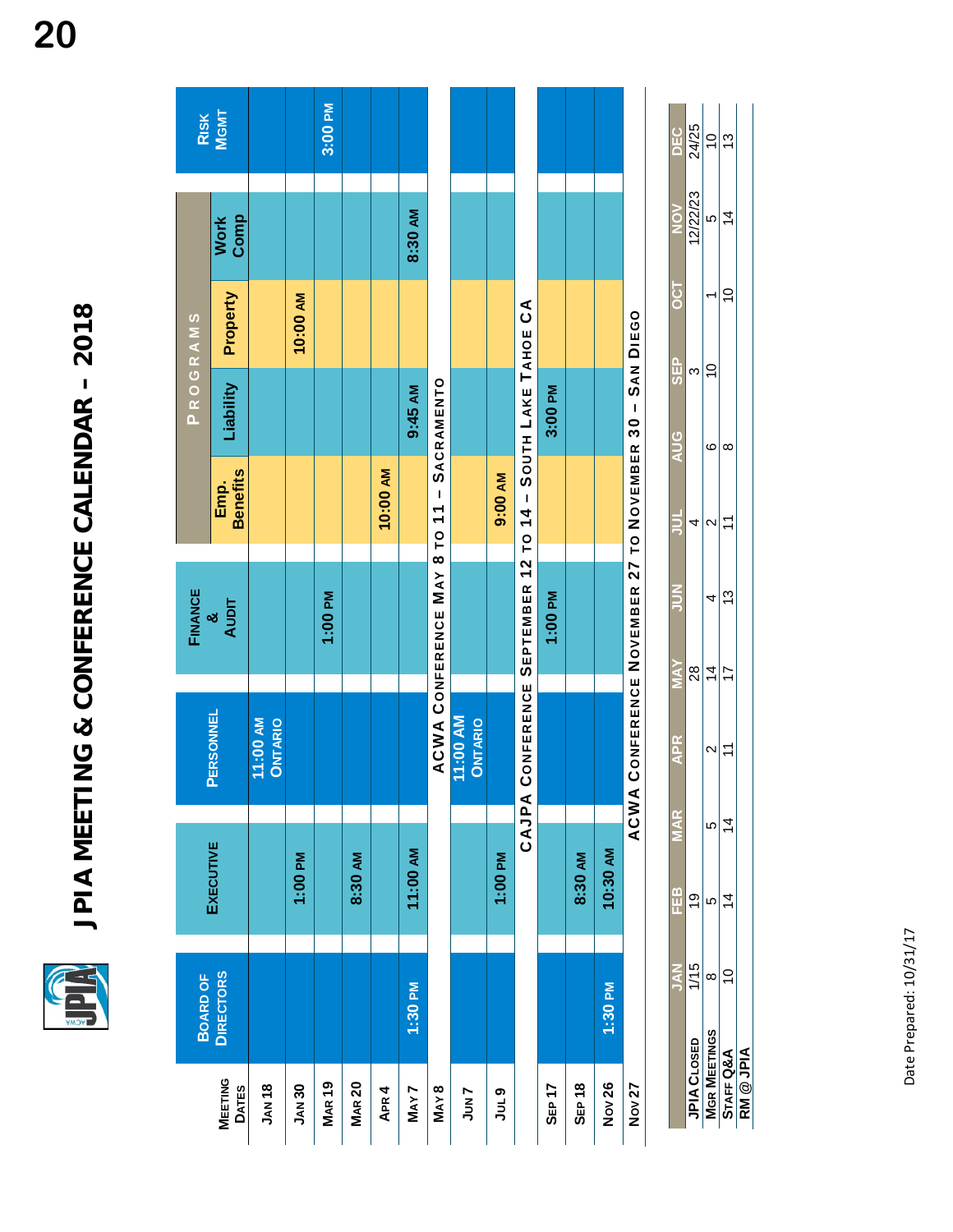# JPIA MEETING & CONFERENCE CALENDAR – 2018

| Meeting Dates | Board of Directors | Executive | Personnel | Finance & Audit | Programs: Emp. Benefits | Programs: Liability | Programs: Property | Programs: Work Comp | Risk Mgmt |
|---|---|---|---|---|---|---|---|---|---|
| Jan 18 | | | 11:00 AM Ontario | | | | | | |
| Jan 30 | | 1:00 PM | | | | | 10:00 AM | | |
| Mar 19 | | | | 1:00 PM | | | | | 3:00 PM |
| Mar 20 | | 8:30 AM | | | | | | | |
| Apr 4 | | | | | 10:00 AM | | | | |
| May 7 | 1:30 PM | 11:00 AM | | | | 9:45 AM | | 8:30 AM | |
| May 8 | ACWA Conference May 8 to 11 – Sacramento | | | | | | | | |
| Jun 7 | | | 11:00 AM Ontario | | | | | | |
| Jul 9 | | 1:00 PM | | | 9:00 AM | | | | |
| | CAJPA Conference September 12 to 14 – South Lake Tahoe CA | | | | | | | | |
| Sep 17 | | | | 1:00 PM | | 3:00 PM | | | |
| Sep 18 | | 8:30 AM | | | | | | | |
| Nov 26 | 1:30 PM | 10:30 AM | | | | | | | |
| Nov 27 | ACWA Conference November 27 to November 30 – San Diego | | | | | | | | |

| | JAN | FEB | MAR | APR | MAY | JUN | JUL | AUG | SEP | OCT | NOV | DEC |
|---|---|---|---|---|---|---|---|---|---|---|---|---|
| JPIA Closed | 1/15 | 19 | | | 28 | | 4 | | 3 | | 12/22/23 | 24/25 |
| Mgr Meetings | 8 | 5 | 5 | 2 | 14 | 4 | 2 | 6 | 10 | 1 | 5 | 10 |
| Staff Q&A | 10 | 14 | 14 | 11 | 17 | 13 | 11 | 8 | | 10 | 14 | 13 |
| RM @ JPIA | | | | | | | | | | | | |

Date Prepared: 10/31/17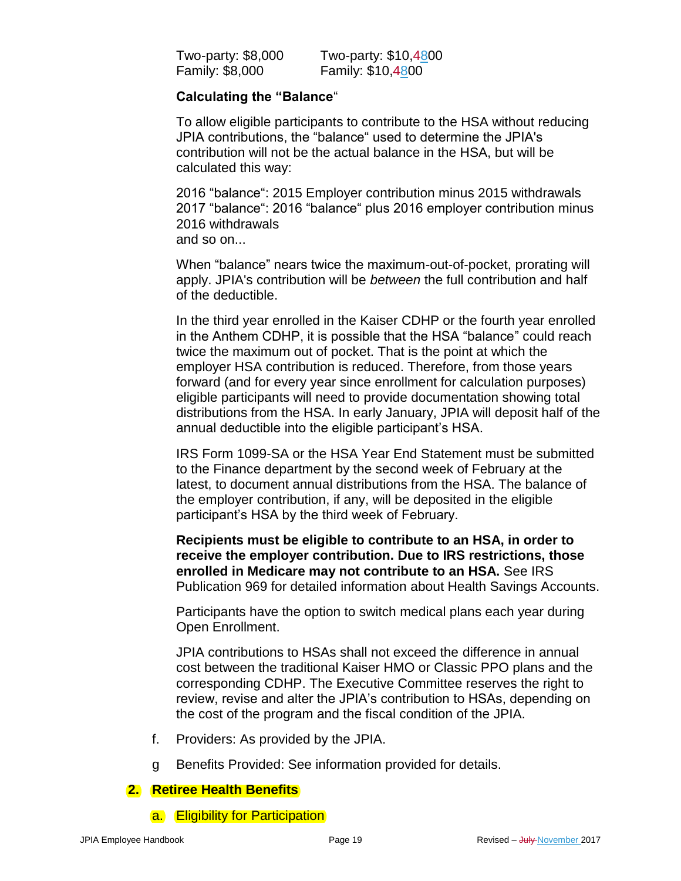Two-party: $8,000 Two-party: $10,4800
Family: $8,000 Family: $10,4800

**Calculating the "Balance"**

To allow eligible participants to contribute to the HSA without reducing JPIA contributions, the "balance" used to determine the JPIA's contribution will not be the actual balance in the HSA, but will be calculated this way:

2016 "balance": 2015 Employer contribution minus 2015 withdrawals
2017 "balance": 2016 "balance" plus 2016 employer contribution minus 2016 withdrawals
and so on...

When "balance" nears twice the maximum-out-of-pocket, prorating will apply. JPIA's contribution will be *between* the full contribution and half of the deductible.

In the third year enrolled in the Kaiser CDHP or the fourth year enrolled in the Anthem CDHP, it is possible that the HSA "balance" could reach twice the maximum out of pocket. That is the point at which the employer HSA contribution is reduced. Therefore, from those years forward (and for every year since enrollment for calculation purposes) eligible participants will need to provide documentation showing total distributions from the HSA. In early January, JPIA will deposit half of the annual deductible into the eligible participant's HSA.

IRS Form 1099-SA or the HSA Year End Statement must be submitted to the Finance department by the second week of February at the latest, to document annual distributions from the HSA. The balance of the employer contribution, if any, will be deposited in the eligible participant's HSA by the third week of February.

**Recipients must be eligible to contribute to an HSA, in order to receive the employer contribution. Due to IRS restrictions, those enrolled in Medicare may not contribute to an HSA.** See IRS Publication 969 for detailed information about Health Savings Accounts.

Participants have the option to switch medical plans each year during Open Enrollment.

JPIA contributions to HSAs shall not exceed the difference in annual cost between the traditional Kaiser HMO or Classic PPO plans and the corresponding CDHP. The Executive Committee reserves the right to review, revise and alter the JPIA's contribution to HSAs, depending on the cost of the program and the fiscal condition of the JPIA.

f. Providers: As provided by the JPIA.

g Benefits Provided: See information provided for details.

## 2. Retiree Health Benefits

### a. Eligibility for Participation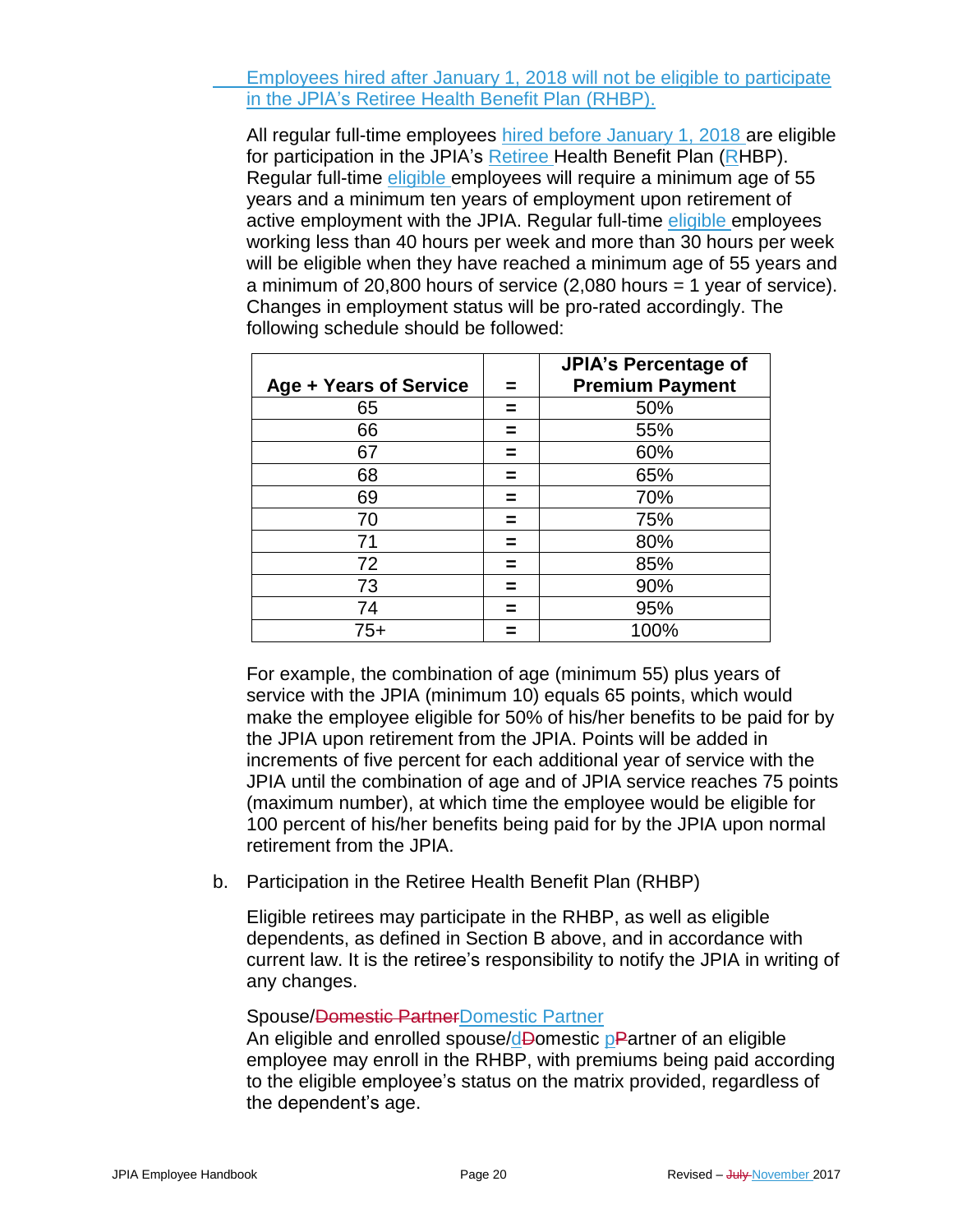Employees hired after January 1, 2018 will not be eligible to participate in the JPIA's Retiree Health Benefit Plan (RHBP).

All regular full-time employees hired before January 1, 2018 are eligible for participation in the JPIA's Retiree Health Benefit Plan (RHBP). Regular full-time eligible employees will require a minimum age of 55 years and a minimum ten years of employment upon retirement of active employment with the JPIA. Regular full-time eligible employees working less than 40 hours per week and more than 30 hours per week will be eligible when they have reached a minimum age of 55 years and a minimum of 20,800 hours of service (2,080 hours = 1 year of service). Changes in employment status will be pro-rated accordingly. The following schedule should be followed:

| Age + Years of Service | = | JPIA's Percentage of Premium Payment |
|---|---|---|
| 65 | = | 50% |
| 66 | = | 55% |
| 67 | = | 60% |
| 68 | = | 65% |
| 69 | = | 70% |
| 70 | = | 75% |
| 71 | = | 80% |
| 72 | = | 85% |
| 73 | = | 90% |
| 74 | = | 95% |
| 75+ | = | 100% |

For example, the combination of age (minimum 55) plus years of service with the JPIA (minimum 10) equals 65 points, which would make the employee eligible for 50% of his/her benefits to be paid for by the JPIA upon retirement from the JPIA. Points will be added in increments of five percent for each additional year of service with the JPIA until the combination of age and of JPIA service reaches 75 points (maximum number), at which time the employee would be eligible for 100 percent of his/her benefits being paid for by the JPIA upon normal retirement from the JPIA.

b. Participation in the Retiree Health Benefit Plan (RHBP)

Eligible retirees may participate in the RHBP, as well as eligible dependents, as defined in Section B above, and in accordance with current law. It is the retiree's responsibility to notify the JPIA in writing of any changes.

Spouse/~~Domestic Partner~~Domestic Partner

An eligible and enrolled spouse/d~~D~~omestic p~~P~~artner of an eligible employee may enroll in the RHBP, with premiums being paid according to the eligible employee's status on the matrix provided, regardless of the dependent's age.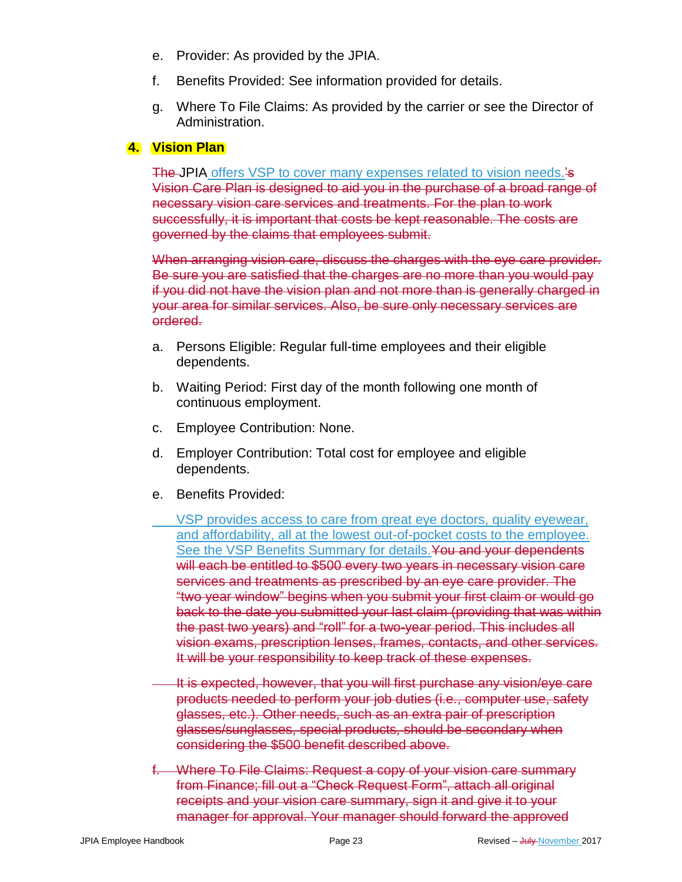e. Provider: As provided by the JPIA.

f. Benefits Provided: See information provided for details.

g. Where To File Claims: As provided by the carrier or see the Director of Administration.

**4. Vision Plan**

~~The~~ JPIA offers VSP to cover many expenses related to vision needs.~~'s Vision Care Plan is designed to aid you in the purchase of a broad range of necessary vision care services and treatments. For the plan to work successfully, it is important that costs be kept reasonable. The costs are governed by the claims that employees submit.~~

~~When arranging vision care, discuss the charges with the eye care provider. Be sure you are satisfied that the charges are no more than you would pay if you did not have the vision plan and not more than is generally charged in your area for similar services. Also, be sure only necessary services are ordered.~~

a. Persons Eligible: Regular full-time employees and their eligible dependents.

b. Waiting Period: First day of the month following one month of continuous employment.

c. Employee Contribution: None.

d. Employer Contribution: Total cost for employee and eligible dependents.

e. Benefits Provided:

VSP provides access to care from great eye doctors, quality eyewear, and affordability, all at the lowest out-of-pocket costs to the employee. See the VSP Benefits Summary for details.~~You and your dependents will each be entitled to $500 every two years in necessary vision care services and treatments as prescribed by an eye care provider. The "two year window" begins when you submit your first claim or would go back to the date you submitted your last claim (providing that was within the past two years) and "roll" for a two-year period. This includes all vision exams, prescription lenses, frames, contacts, and other services. It will be your responsibility to keep track of these expenses.~~

~~It is expected, however, that you will first purchase any vision/eye care products needed to perform your job duties (i.e., computer use, safety glasses, etc.). Other needs, such as an extra pair of prescription glasses/sunglasses, special products, should be secondary when considering the $500 benefit described above.~~

~~f. Where To File Claims: Request a copy of your vision care summary from Finance; fill out a "Check Request Form", attach all original receipts and your vision care summary, sign it and give it to your manager for approval. Your manager should forward the approved~~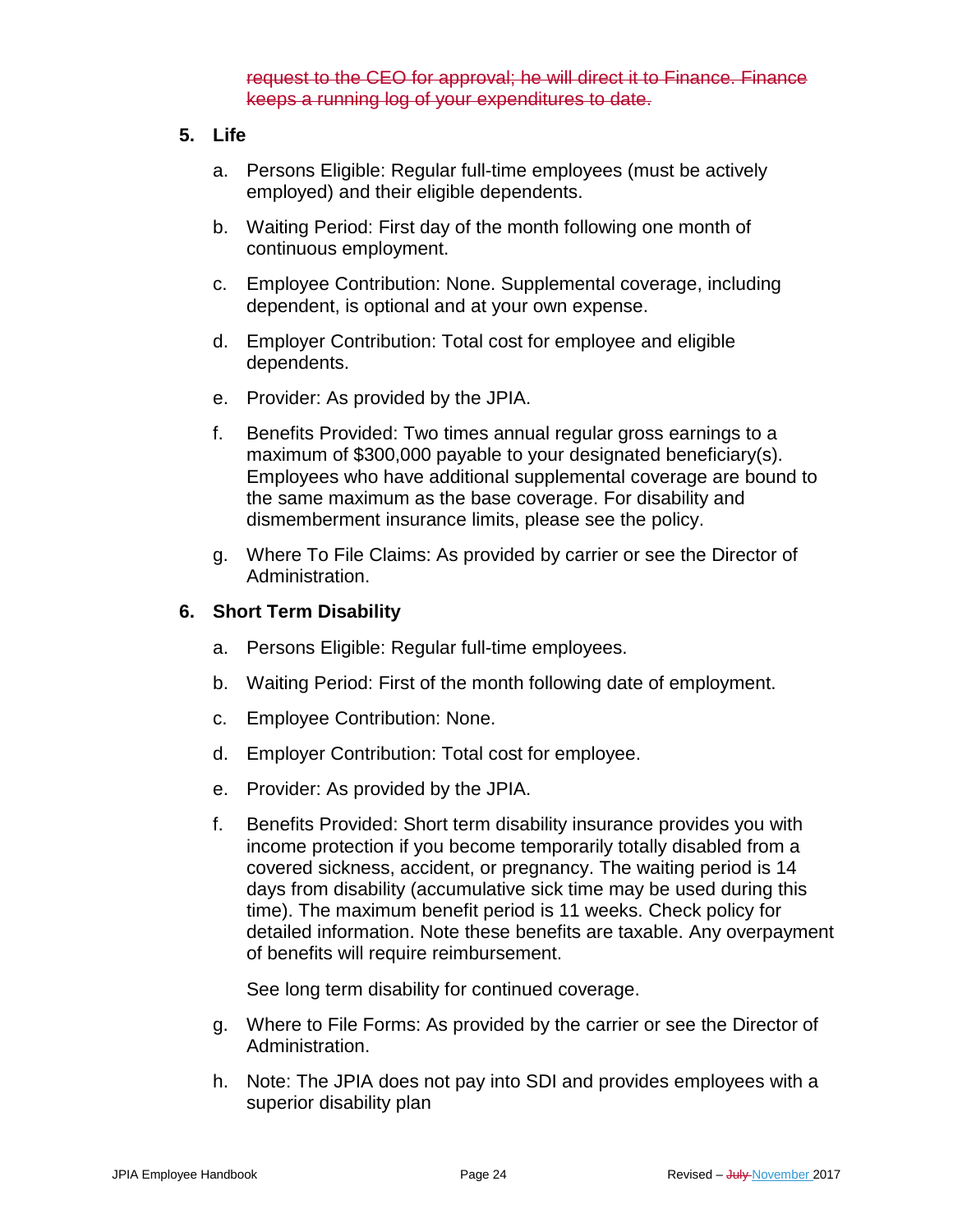~~request to the CEO for approval; he will direct it to Finance. Finance keeps a running log of your expenditures to date.~~

5. **Life**

   a. Persons Eligible: Regular full-time employees (must be actively employed) and their eligible dependents.

   b. Waiting Period: First day of the month following one month of continuous employment.

   c. Employee Contribution: None. Supplemental coverage, including dependent, is optional and at your own expense.

   d. Employer Contribution: Total cost for employee and eligible dependents.

   e. Provider: As provided by the JPIA.

   f. Benefits Provided: Two times annual regular gross earnings to a maximum of $300,000 payable to your designated beneficiary(s). Employees who have additional supplemental coverage are bound to the same maximum as the base coverage. For disability and dismemberment insurance limits, please see the policy.

   g. Where To File Claims: As provided by carrier or see the Director of Administration.

6. **Short Term Disability**

   a. Persons Eligible: Regular full-time employees.

   b. Waiting Period: First of the month following date of employment.

   c. Employee Contribution: None.

   d. Employer Contribution: Total cost for employee.

   e. Provider: As provided by the JPIA.

   f. Benefits Provided: Short term disability insurance provides you with income protection if you become temporarily totally disabled from a covered sickness, accident, or pregnancy. The waiting period is 14 days from disability (accumulative sick time may be used during this time). The maximum benefit period is 11 weeks. Check policy for detailed information. Note these benefits are taxable. Any overpayment of benefits will require reimbursement.

      See long term disability for continued coverage.

   g. Where to File Forms: As provided by the carrier or see the Director of Administration.

   h. Note: The JPIA does not pay into SDI and provides employees with a superior disability plan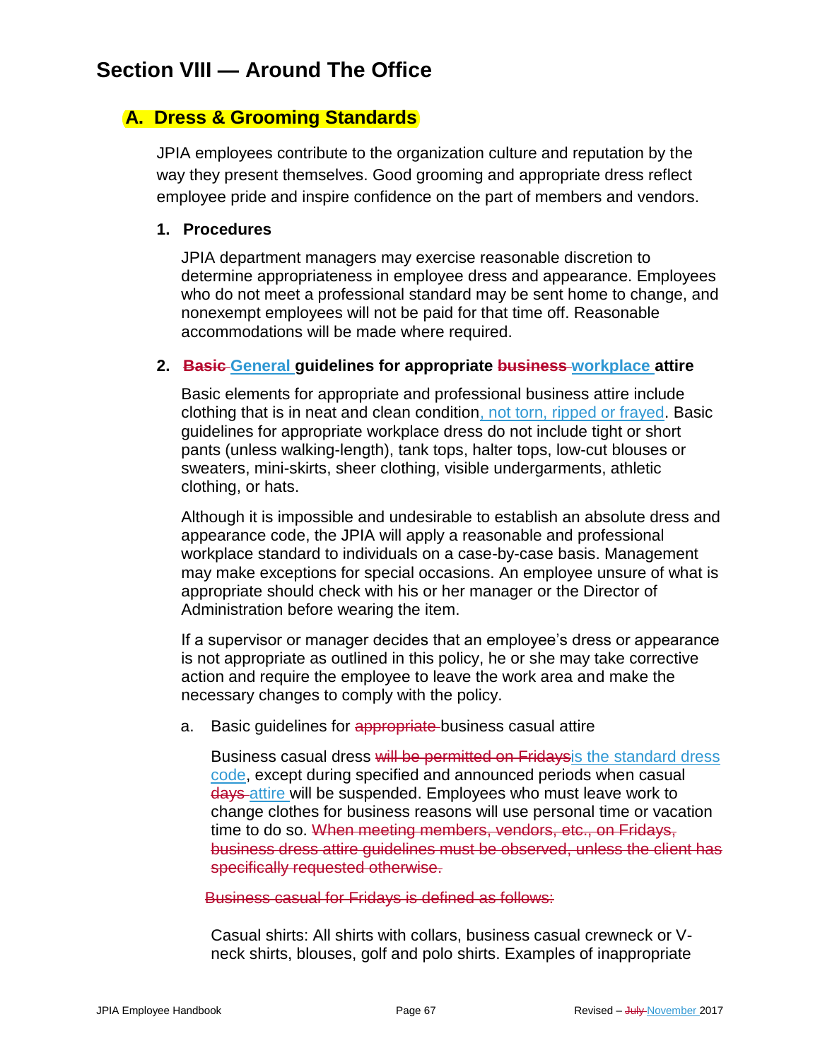# Section VIII — Around The Office

## A. Dress & Grooming Standards

JPIA employees contribute to the organization culture and reputation by the way they present themselves. Good grooming and appropriate dress reflect employee pride and inspire confidence on the part of members and vendors.

### 1. Procedures

JPIA department managers may exercise reasonable discretion to determine appropriateness in employee dress and appearance. Employees who do not meet a professional standard may be sent home to change, and nonexempt employees will not be paid for that time off. Reasonable accommodations will be made where required.

### 2. ~~Basic~~ General guidelines for appropriate ~~business~~ workplace attire

Basic elements for appropriate and professional business attire include clothing that is in neat and clean condition, not torn, ripped or frayed. Basic guidelines for appropriate workplace dress do not include tight or short pants (unless walking-length), tank tops, halter tops, low-cut blouses or sweaters, mini-skirts, sheer clothing, visible undergarments, athletic clothing, or hats.

Although it is impossible and undesirable to establish an absolute dress and appearance code, the JPIA will apply a reasonable and professional workplace standard to individuals on a case-by-case basis. Management may make exceptions for special occasions. An employee unsure of what is appropriate should check with his or her manager or the Director of Administration before wearing the item.

If a supervisor or manager decides that an employee's dress or appearance is not appropriate as outlined in this policy, he or she may take corrective action and require the employee to leave the work area and make the necessary changes to comply with the policy.

a. Basic guidelines for ~~appropriate~~ business casual attire

Business casual dress ~~will be permitted on Fridays~~is the standard dress code, except during specified and announced periods when casual ~~days~~ attire will be suspended. Employees who must leave work to change clothes for business reasons will use personal time or vacation time to do so. ~~When meeting members, vendors, etc., on Fridays, business dress attire guidelines must be observed, unless the client has specifically requested otherwise.~~

~~Business casual for Fridays is defined as follows:~~

Casual shirts: All shirts with collars, business casual crewneck or V-neck shirts, blouses, golf and polo shirts. Examples of inappropriate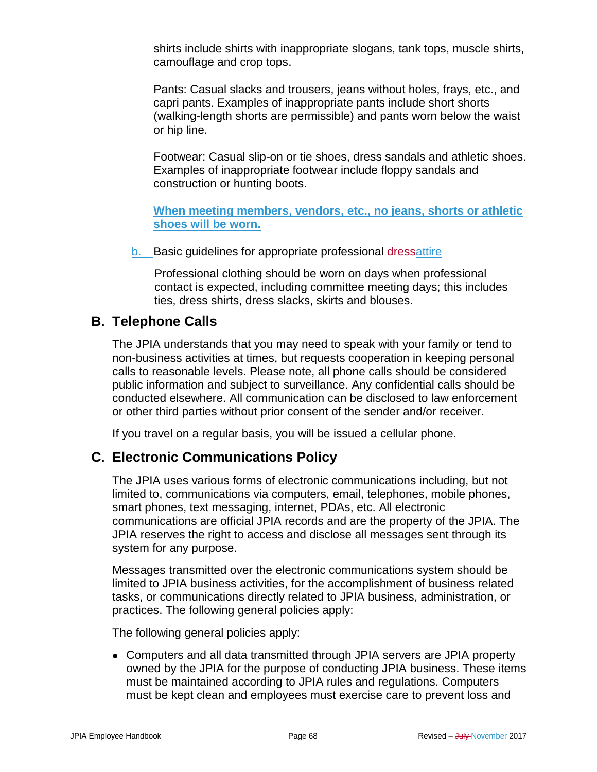shirts include shirts with inappropriate slogans, tank tops, muscle shirts, camouflage and crop tops.

Pants: Casual slacks and trousers, jeans without holes, frays, etc., and capri pants. Examples of inappropriate pants include short shorts (walking-length shorts are permissible) and pants worn below the waist or hip line.

Footwear: Casual slip-on or tie shoes, dress sandals and athletic shoes. Examples of inappropriate footwear include floppy sandals and construction or hunting boots.

**When meeting members, vendors, etc., no jeans, shorts or athletic shoes will be worn.**

b. Basic guidelines for appropriate professional ~~dress~~attire

Professional clothing should be worn on days when professional contact is expected, including committee meeting days; this includes ties, dress shirts, dress slacks, skirts and blouses.

## B. Telephone Calls

The JPIA understands that you may need to speak with your family or tend to non-business activities at times, but requests cooperation in keeping personal calls to reasonable levels. Please note, all phone calls should be considered public information and subject to surveillance. Any confidential calls should be conducted elsewhere. All communication can be disclosed to law enforcement or other third parties without prior consent of the sender and/or receiver.

If you travel on a regular basis, you will be issued a cellular phone.

## C. Electronic Communications Policy

The JPIA uses various forms of electronic communications including, but not limited to, communications via computers, email, telephones, mobile phones, smart phones, text messaging, internet, PDAs, etc. All electronic communications are official JPIA records and are the property of the JPIA. The JPIA reserves the right to access and disclose all messages sent through its system for any purpose.

Messages transmitted over the electronic communications system should be limited to JPIA business activities, for the accomplishment of business related tasks, or communications directly related to JPIA business, administration, or practices. The following general policies apply:

The following general policies apply:

- Computers and all data transmitted through JPIA servers are JPIA property owned by the JPIA for the purpose of conducting JPIA business. These items must be maintained according to JPIA rules and regulations. Computers must be kept clean and employees must exercise care to prevent loss and